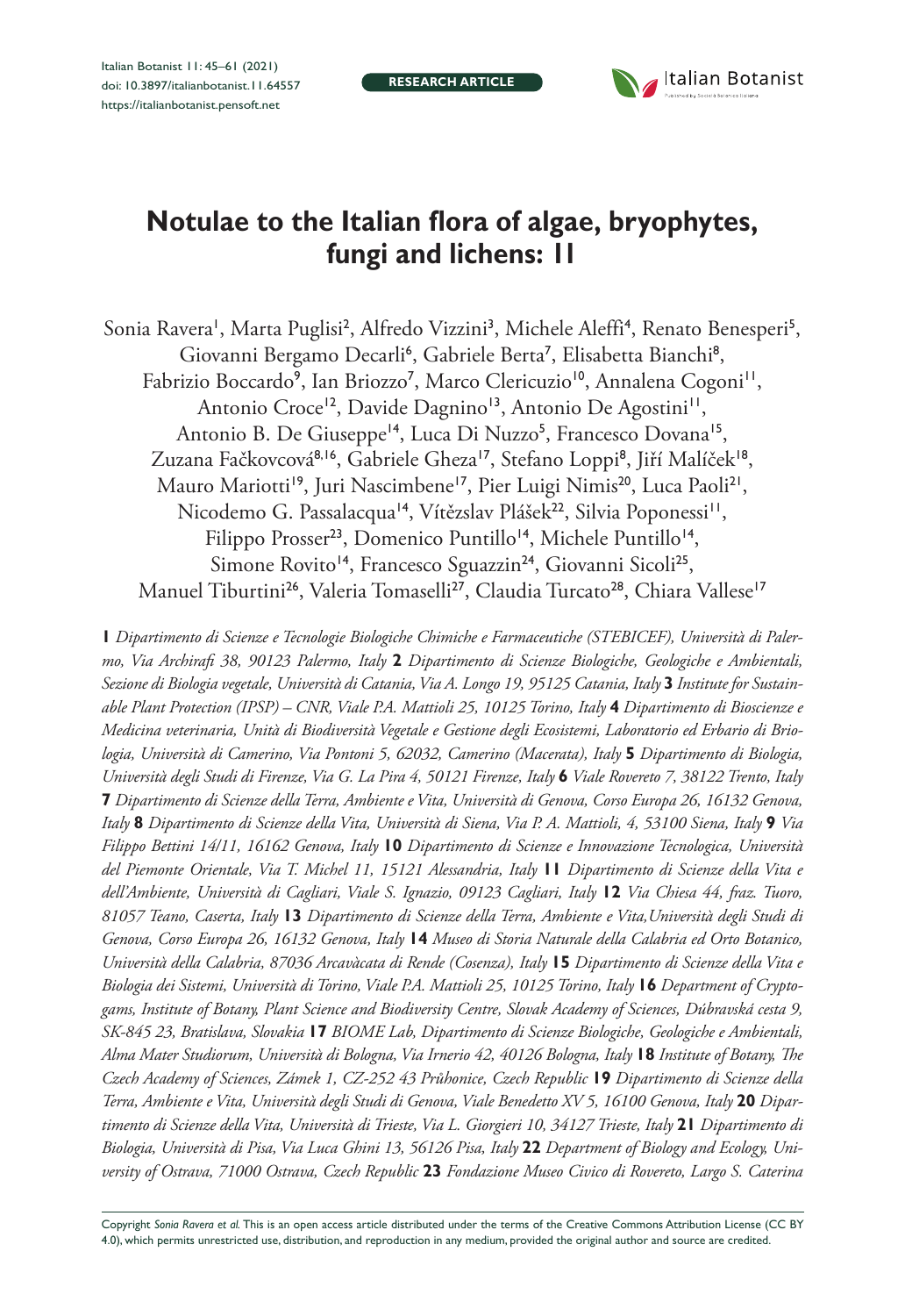**RESEARCH ARTICLE**

# Notulae to the Italian flora of algae, bryophytes, fungi and lichens: 11

Sonia Ravera[1], Marta Puglisi[2], Alfredo Vizzini[3], Michele Aleffi[4], Renato Benesperi[5], Giovanni Bergamo Decarli[6], Gabriele Berta[7], Elisabetta Bianchi[8], Fabrizio Boccardo[9], Ian Briozzo[7], Marco Clericuzio[10], Annalena Cogoni[11], Antonio Croce[12], Davide Dagnino[13], Antonio De Agostini[11], Antonio B. De Giuseppe[14], Luca Di Nuzzo[5], Francesco Dovana[15], Zuzana Fačkovcová[8,16], Gabriele Gheza[17], Stefano Loppi[8], Jiří Malíček[18], Mauro Mariotti[19], Juri Nascimbene[17], Pier Luigi Nimis[20], Luca Paoli[21], Nicodemo G. Passalacqua[14], Vítězslav Plášek[22], Silvia Poponessi[11], Filippo Prosser[23], Domenico Puntillo[14], Michele Puntillo[14], Simone Rovito[14], Francesco Sguazzin[24], Giovanni Sicoli[25], Manuel Tiburtini[26], Valeria Tomaselli[27], Claudia Turcato[28], Chiara Vallese[17]

**1** *Dipartimento di Scienze e Tecnologie Biologiche Chimiche e Farmaceutiche (STEBICEF), Università di Palermo, Via Archirafi 38, 90123 Palermo, Italy* **2** *Dipartimento di Scienze Biologiche, Geologiche e Ambientali, Sezione di Biologia vegetale, Università di Catania, Via A. Longo 19, 95125 Catania, Italy* **3** *Institute for Sustainable Plant Protection (IPSP) – CNR, Viale P.A. Mattioli 25, 10125 Torino, Italy* **4** *Dipartimento di Bioscienze e Medicina veterinaria, Unità di Biodiversità Vegetale e Gestione degli Ecosistemi, Laboratorio ed Erbario di Briologia, Università di Camerino, Via Pontoni 5, 62032, Camerino (Macerata), Italy* **5** *Dipartimento di Biologia, Università degli Studi di Firenze, Via G. La Pira 4, 50121 Firenze, Italy* **6** *Viale Rovereto 7, 38122 Trento, Italy* **7** *Dipartimento di Scienze della Terra, Ambiente e Vita, Università di Genova, Corso Europa 26, 16132 Genova, Italy* **8** *Dipartimento di Scienze della Vita, Università di Siena, Via P. A. Mattioli, 4, 53100 Siena, Italy* **9** *Via Filippo Bettini 14/11, 16162 Genova, Italy* **10** *Dipartimento di Scienze e Innovazione Tecnologica, Università del Piemonte Orientale, Via T. Michel 11, 15121 Alessandria, Italy* **11** *Dipartimento di Scienze della Vita e dell'Ambiente, Università di Cagliari, Viale S. Ignazio, 09123 Cagliari, Italy* **12** *Via Chiesa 44, fraz. Tuoro, 81057 Teano, Caserta, Italy* **13** *Dipartimento di Scienze della Terra, Ambiente e Vita, Università degli Studi di Genova, Corso Europa 26, 16132 Genova, Italy* **14** *Museo di Storia Naturale della Calabria ed Orto Botanico, Università della Calabria, 87036 Arcavàcata di Rende (Cosenza), Italy* **15** *Dipartimento di Scienze della Vita e Biologia dei Sistemi, Università di Torino, Viale P.A. Mattioli 25, 10125 Torino, Italy* **16** *Department of Cryptogams, Institute of Botany, Plant Science and Biodiversity Centre, Slovak Academy of Sciences, Dúbravská cesta 9, SK-845 23, Bratislava, Slovakia* **17** *BIOME Lab, Dipartimento di Scienze Biologiche, Geologiche e Ambientali, Alma Mater Studiorum, Università di Bologna, Via Irnerio 42, 40126 Bologna, Italy* **18** *Institute of Botany, The Czech Academy of Sciences, Zámek 1, CZ-252 43 Průhonice, Czech Republic* **19** *Dipartimento di Scienze della Terra, Ambiente e Vita, Università degli Studi di Genova, Viale Benedetto XV 5, 16100 Genova, Italy* **20** *Dipartimento di Scienze della Vita, Università di Trieste, Via L. Giorgieri 10, 34127 Trieste, Italy* **21** *Dipartimento di Biologia, Università di Pisa, Via Luca Ghini 13, 56126 Pisa, Italy* **22** *Department of Biology and Ecology, University of Ostrava, 71000 Ostrava, Czech Republic* **23** *Fondazione Museo Civico di Rovereto, Largo S. Caterina*

Copyright *Sonia Ravera et al.* This is an open access article distributed under the terms of the Creative Commons Attribution License (CC BY 4.0), which permits unrestricted use, distribution, and reproduction in any medium, provided the original author and source are credited.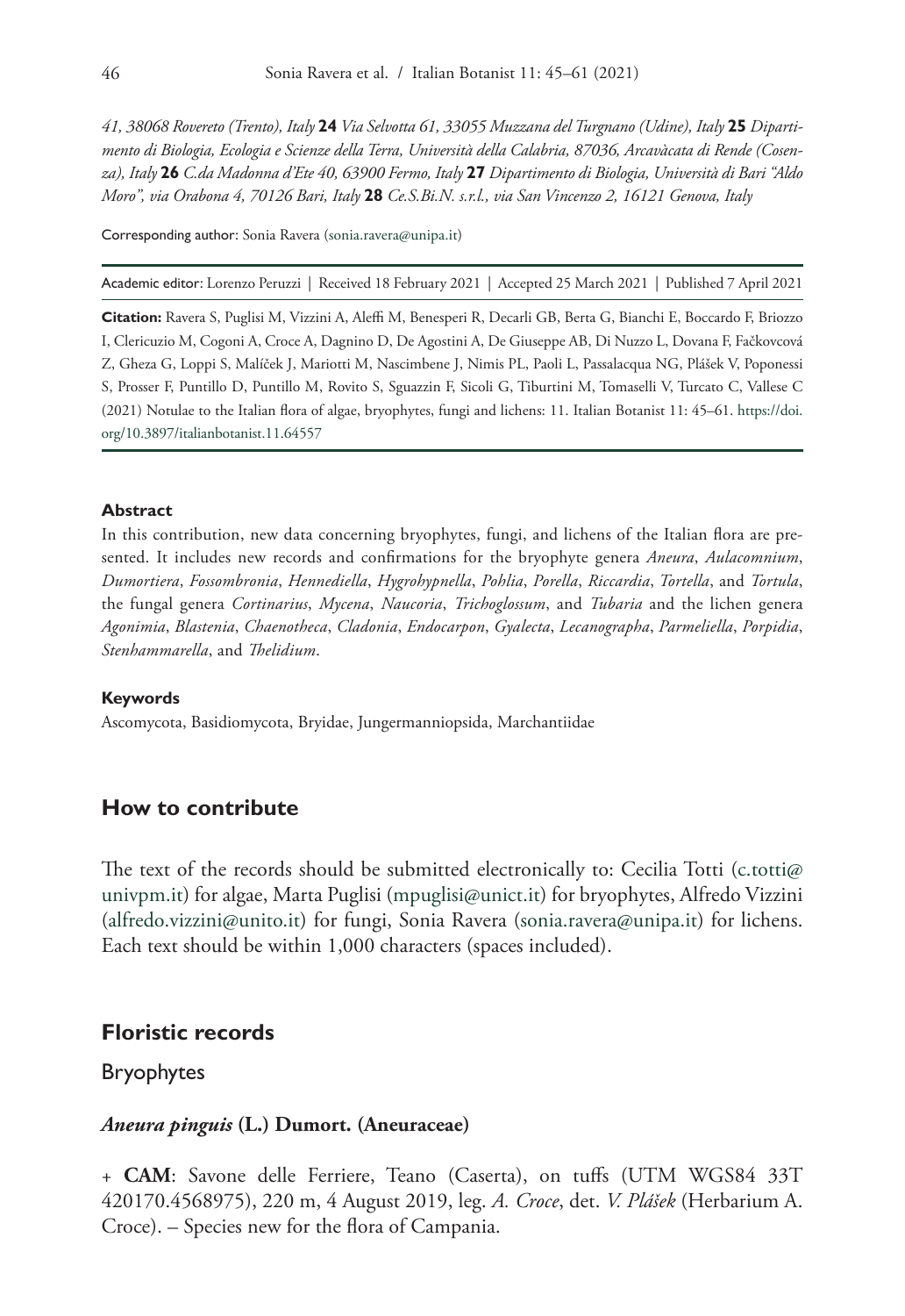*41, 38068 Rovereto (Trento), Italy* **24** *Via Selvotta 61, 33055 Muzzana del Turgnano (Udine), Italy* **25** *Dipartimento di Biologia, Ecologia e Scienze della Terra, Università della Calabria, 87036, Arcavàcata di Rende (Cosenza), Italy* **26** *C.da Madonna d'Ete 40, 63900 Fermo, Italy* **27** *Dipartimento di Biologia, Università di Bari "Aldo Moro", via Orabona 4, 70126 Bari, Italy* **28** *Ce.S.Bi.N. s.r.l., via San Vincenzo 2, 16121 Genova, Italy*

Corresponding author: Sonia Ravera (sonia.ravera@unipa.it)

Academic editor: Lorenzo Peruzzi | Received 18 February 2021 | Accepted 25 March 2021 | Published 7 April 2021

**Citation:** Ravera S, Puglisi M, Vizzini A, Aleffi M, Benesperi R, Decarli GB, Berta G, Bianchi E, Boccardo F, Briozzo I, Clericuzio M, Cogoni A, Croce A, Dagnino D, De Agostini A, De Giuseppe AB, Di Nuzzo L, Dovana F, Fačkovcová Z, Gheza G, Loppi S, Malíček J, Mariotti M, Nascimbene J, Nimis PL, Paoli L, Passalacqua NG, Plášek V, Poponessi S, Prosser F, Puntillo D, Puntillo M, Rovito S, Sguazzin F, Sicoli G, Tiburtini M, Tomaselli V, Turcato C, Vallese C (2021) Notulae to the Italian flora of algae, bryophytes, fungi and lichens: 11. Italian Botanist 11: 45–61. https://doi.org/10.3897/italianbotanist.11.64557

#### **Abstract**

In this contribution, new data concerning bryophytes, fungi, and lichens of the Italian flora are presented. It includes new records and confirmations for the bryophyte genera *Aneura*, *Aulacomnium*, *Dumortiera*, *Fossombronia*, *Hennediella*, *Hygrohypnella*, *Pohlia*, *Porella*, *Riccardia*, *Tortella*, and *Tortula*, the fungal genera *Cortinarius*, *Mycena*, *Naucoria*, *Trichoglossum*, and *Tubaria* and the lichen genera *Agonimia*, *Blastenia*, *Chaenotheca*, *Cladonia*, *Endocarpon*, *Gyalecta*, *Lecanographa*, *Parmeliella*, *Porpidia*, *Stenhammarella*, and *Thelidium*.

#### **Keywords**

Ascomycota, Basidiomycota, Bryidae, Jungermanniopsida, Marchantiidae

## **How to contribute**

The text of the records should be submitted electronically to: Cecilia Totti (c.totti@univpm.it) for algae, Marta Puglisi (mpuglisi@unict.it) for bryophytes, Alfredo Vizzini (alfredo.vizzini@unito.it) for fungi, Sonia Ravera (sonia.ravera@unipa.it) for lichens. Each text should be within 1,000 characters (spaces included).

## **Floristic records**

### Bryophytes

#### ***Aneura pinguis* (L.) Dumort. (Aneuraceae)**

+ **CAM**: Savone delle Ferriere, Teano (Caserta), on tuffs (UTM WGS84 33T 420170.4568975), 220 m, 4 August 2019, leg. *A. Croce*, det. *V. Plášek* (Herbarium A. Croce). – Species new for the flora of Campania.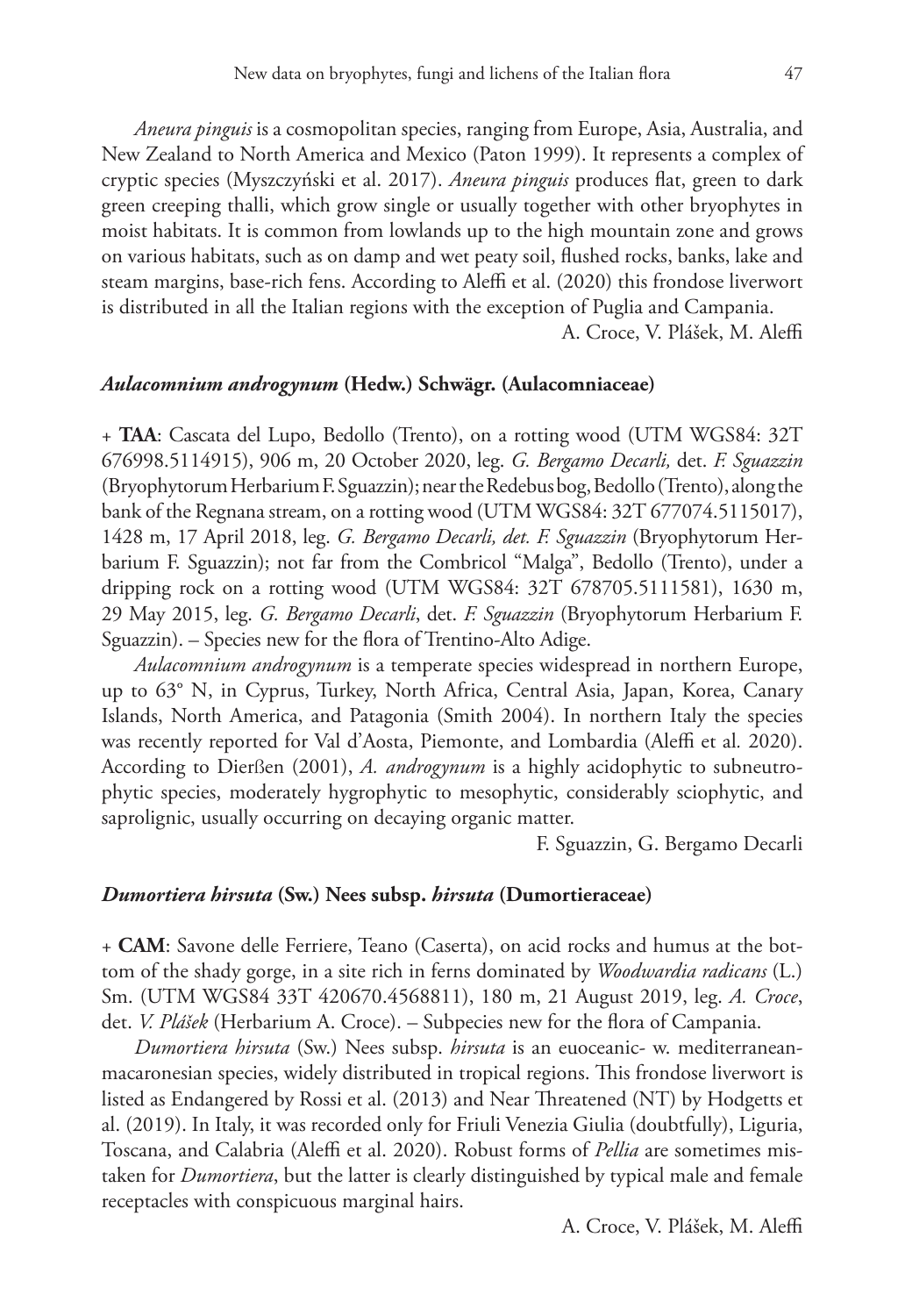*Aneura pinguis* is a cosmopolitan species, ranging from Europe, Asia, Australia, and New Zealand to North America and Mexico (Paton 1999). It represents a complex of cryptic species (Myszczyński et al. 2017). *Aneura pinguis* produces flat, green to dark green creeping thalli, which grow single or usually together with other bryophytes in moist habitats. It is common from lowlands up to the high mountain zone and grows on various habitats, such as on damp and wet peaty soil, flushed rocks, banks, lake and steam margins, base-rich fens. According to Aleffi et al. (2020) this frondose liverwort is distributed in all the Italian regions with the exception of Puglia and Campania.

A. Croce, V. Plášek, M. Aleffi

### *Aulacomnium androgynum* (Hedw.) Schwägr. (Aulacomniaceae)

+ **TAA**: Cascata del Lupo, Bedollo (Trento), on a rotting wood (UTM WGS84: 32T 676998.5114915), 906 m, 20 October 2020, leg. *G. Bergamo Decarli,* det. *F. Sguazzin* (Bryophytorum Herbarium F. Sguazzin); near the Redebus bog, Bedollo (Trento), along the bank of the Regnana stream, on a rotting wood (UTM WGS84: 32T 677074.5115017), 1428 m, 17 April 2018, leg. *G. Bergamo Decarli, det. F. Sguazzin* (Bryophytorum Herbarium F. Sguazzin); not far from the Combricol "Malga", Bedollo (Trento), under a dripping rock on a rotting wood (UTM WGS84: 32T 678705.5111581), 1630 m, 29 May 2015, leg. *G. Bergamo Decarli*, det. *F. Sguazzin* (Bryophytorum Herbarium F. Sguazzin). – Species new for the flora of Trentino-Alto Adige.

*Aulacomnium androgynum* is a temperate species widespread in northern Europe, up to 63° N, in Cyprus, Turkey, North Africa, Central Asia, Japan, Korea, Canary Islands, North America, and Patagonia (Smith 2004). In northern Italy the species was recently reported for Val d'Aosta, Piemonte, and Lombardia (Aleffi et al*.* 2020). According to Dierßen (2001), *A. androgynum* is a highly acidophytic to subneutrophytic species, moderately hygrophytic to mesophytic, considerably sciophytic, and saprolignic, usually occurring on decaying organic matter.

F. Sguazzin, G. Bergamo Decarli

### *Dumortiera hirsuta* (Sw.) Nees subsp. *hirsuta* (Dumortieraceae)

+ **CAM**: Savone delle Ferriere, Teano (Caserta), on acid rocks and humus at the bottom of the shady gorge, in a site rich in ferns dominated by *Woodwardia radicans* (L.) Sm. (UTM WGS84 33T 420670.4568811), 180 m, 21 August 2019, leg. *A. Croce*, det. *V. Plášek* (Herbarium A. Croce). – Subpecies new for the flora of Campania.

*Dumortiera hirsuta* (Sw.) Nees subsp. *hirsuta* is an euoceanic- w. mediterranean-macaronesian species, widely distributed in tropical regions. This frondose liverwort is listed as Endangered by Rossi et al. (2013) and Near Threatened (NT) by Hodgetts et al. (2019). In Italy, it was recorded only for Friuli Venezia Giulia (doubtfully), Liguria, Toscana, and Calabria (Aleffi et al. 2020). Robust forms of *Pellia* are sometimes mistaken for *Dumortiera*, but the latter is clearly distinguished by typical male and female receptacles with conspicuous marginal hairs.

A. Croce, V. Plášek, M. Aleffi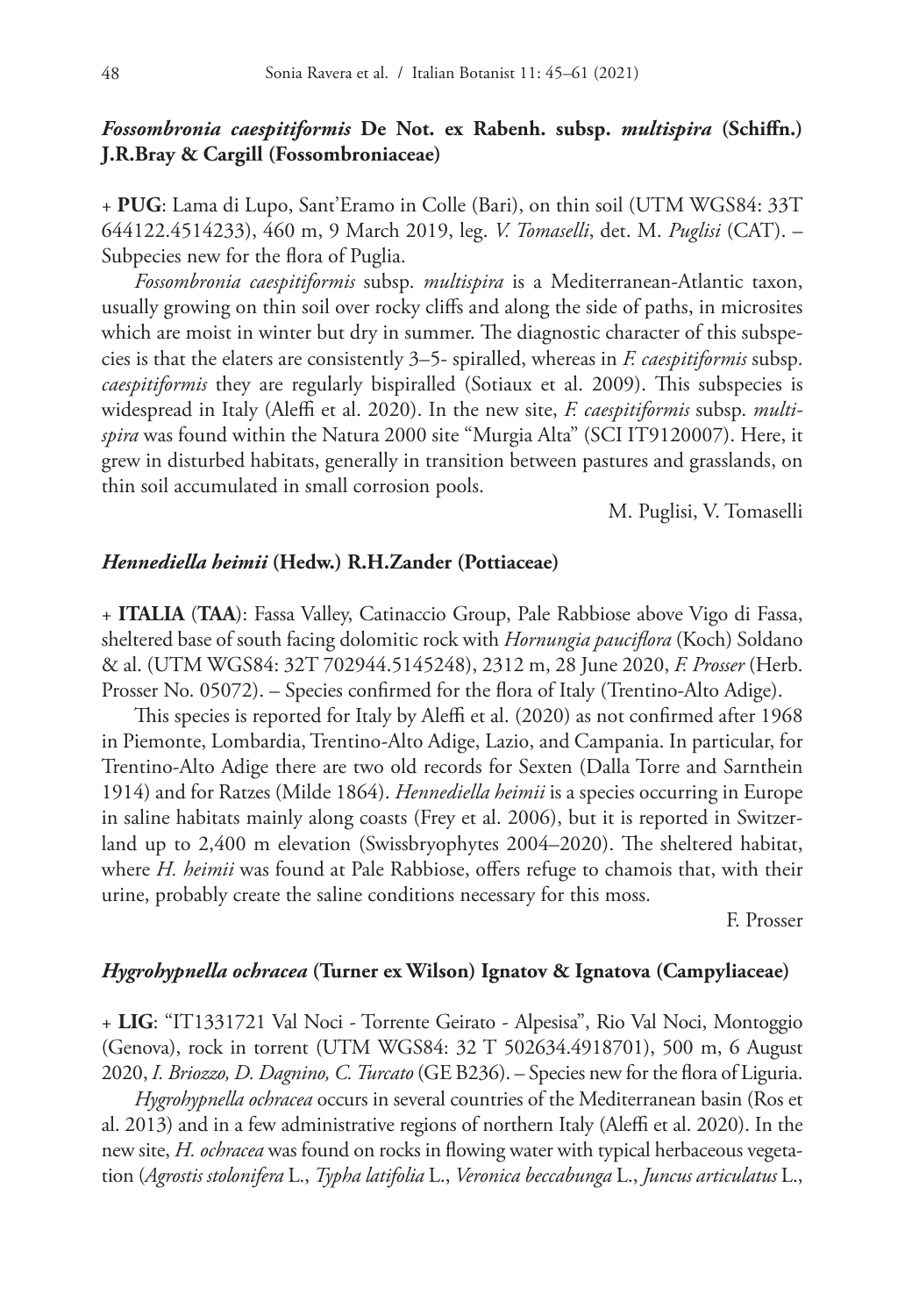### *Fossombronia caespitiformis* De Not. ex Rabenh. subsp. *multispira* (Schiffn.) J.R.Bray & Cargill (Fossombroniaceae)

+ **PUG**: Lama di Lupo, Sant'Eramo in Colle (Bari), on thin soil (UTM WGS84: 33T 644122.4514233), 460 m, 9 March 2019, leg. *V. Tomaselli*, det. M. *Puglisi* (CAT). – Subspecies new for the flora of Puglia.

*Fossombronia caespitiformis* subsp. *multispira* is a Mediterranean-Atlantic taxon, usually growing on thin soil over rocky cliffs and along the side of paths, in microsites which are moist in winter but dry in summer. The diagnostic character of this subspecies is that the elaters are consistently 3–5- spiralled, whereas in *F. caespitiformis* subsp. *caespitiformis* they are regularly bispiralled (Sotiaux et al. 2009). This subspecies is widespread in Italy (Aleffi et al. 2020). In the new site, *F. caespitiformis* subsp. *multispira* was found within the Natura 2000 site "Murgia Alta" (SCI IT9120007). Here, it grew in disturbed habitats, generally in transition between pastures and grasslands, on thin soil accumulated in small corrosion pools.

M. Puglisi, V. Tomaselli

### *Hennediella heimii* (Hedw.) R.H.Zander (Pottiaceae)

+ **ITALIA** (**TAA**): Fassa Valley, Catinaccio Group, Pale Rabbiose above Vigo di Fassa, sheltered base of south facing dolomitic rock with *Hornungia pauciflora* (Koch) Soldano & al. (UTM WGS84: 32T 702944.5145248), 2312 m, 28 June 2020, *F. Prosser* (Herb. Prosser No. 05072). – Species confirmed for the flora of Italy (Trentino-Alto Adige).

This species is reported for Italy by Aleffi et al. (2020) as not confirmed after 1968 in Piemonte, Lombardia, Trentino-Alto Adige, Lazio, and Campania. In particular, for Trentino-Alto Adige there are two old records for Sexten (Dalla Torre and Sarnthein 1914) and for Ratzes (Milde 1864). *Hennediella heimii* is a species occurring in Europe in saline habitats mainly along coasts (Frey et al. 2006), but it is reported in Switzerland up to 2,400 m elevation (Swissbryophytes 2004–2020). The sheltered habitat, where *H. heimii* was found at Pale Rabbiose, offers refuge to chamois that, with their urine, probably create the saline conditions necessary for this moss.

F. Prosser

### *Hygrohypnella ochracea* (Turner ex Wilson) Ignatov & Ignatova (Campyliaceae)

+ **LIG**: "IT1331721 Val Noci - Torrente Geirato - Alpesisa", Rio Val Noci, Montoggio (Genova), rock in torrent (UTM WGS84: 32 T 502634.4918701), 500 m, 6 August 2020, *I. Briozzo, D. Dagnino, C. Turcato* (GE B236). – Species new for the flora of Liguria.

*Hygrohypnella ochracea* occurs in several countries of the Mediterranean basin (Ros et al. 2013) and in a few administrative regions of northern Italy (Aleffi et al. 2020). In the new site, *H. ochracea* was found on rocks in flowing water with typical herbaceous vegetation (*Agrostis stolonifera* L., *Typha latifolia* L., *Veronica beccabunga* L., *Juncus articulatus* L.,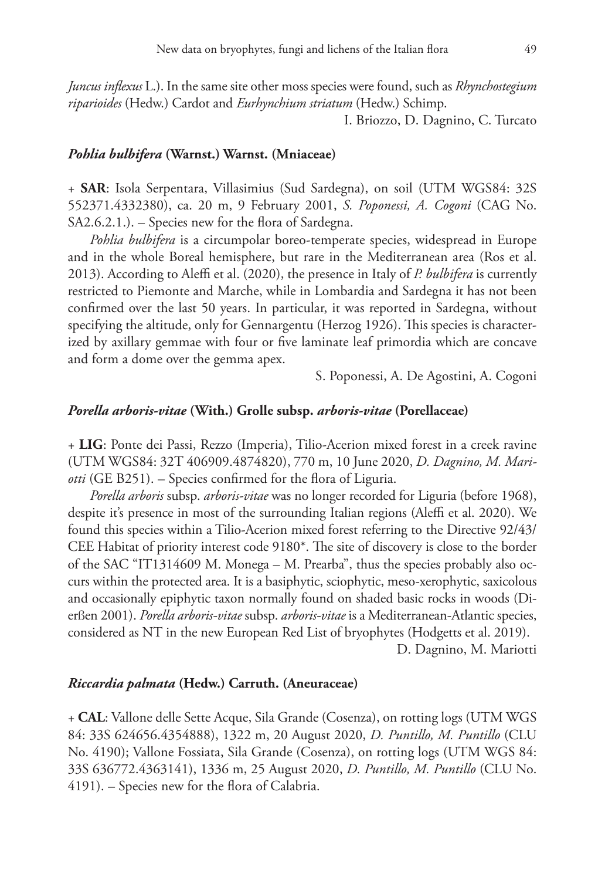*Juncus inflexus* L.). In the same site other moss species were found, such as *Rhynchostegium riparioides* (Hedw.) Cardot and *Eurhynchium striatum* (Hedw.) Schimp.

I. Briozzo, D. Dagnino, C. Turcato

### *Pohlia bulbifera* (Warnst.) Warnst. (Mniaceae)

+ **SAR**: Isola Serpentara, Villasimius (Sud Sardegna), on soil (UTM WGS84: 32S 552371.4332380), ca. 20 m, 9 February 2001, *S. Poponessi, A. Cogoni* (CAG No. SA2.6.2.1.). – Species new for the flora of Sardegna.

*Pohlia bulbifera* is a circumpolar boreo-temperate species, widespread in Europe and in the whole Boreal hemisphere, but rare in the Mediterranean area (Ros et al. 2013). According to Aleffi et al. (2020), the presence in Italy of *P. bulbifera* is currently restricted to Piemonte and Marche, while in Lombardia and Sardegna it has not been confirmed over the last 50 years. In particular, it was reported in Sardegna, without specifying the altitude, only for Gennargentu (Herzog 1926). This species is characterized by axillary gemmae with four or five laminate leaf primordia which are concave and form a dome over the gemma apex.

S. Poponessi, A. De Agostini, A. Cogoni

### *Porella arboris-vitae* (With.) Grolle subsp. *arboris-vitae* (Porellaceae)

+ **LIG**: Ponte dei Passi, Rezzo (Imperia), Tilio-Acerion mixed forest in a creek ravine (UTM WGS84: 32T 406909.4874820), 770 m, 10 June 2020, *D. Dagnino, M. Mariotti* (GE B251). – Species confirmed for the flora of Liguria.

*Porella arboris* subsp. *arboris-vitae* was no longer recorded for Liguria (before 1968), despite it's presence in most of the surrounding Italian regions (Aleffi et al. 2020). We found this species within a Tilio-Acerion mixed forest referring to the Directive 92/43/CEE Habitat of priority interest code 9180*. The site of discovery is close to the border of the SAC "IT1314609 M. Monega – M. Prearba", thus the species probably also occurs within the protected area. It is a basiphytic, sciophytic, meso-xerophytic, saxicolous and occasionally epiphytic taxon normally found on shaded basic rocks in woods (Dierßen 2001). *Porella arboris-vitae* subsp. *arboris-vitae* is a Mediterranean-Atlantic species, considered as NT in the new European Red List of bryophytes (Hodgetts et al. 2019).

D. Dagnino, M. Mariotti

### *Riccardia palmata* (Hedw.) Carruth. (Aneuraceae)

+ **CAL**: Vallone delle Sette Acque, Sila Grande (Cosenza), on rotting logs (UTM WGS 84: 33S 624656.4354888), 1322 m, 20 August 2020, *D. Puntillo, M. Puntillo* (CLU No. 4190); Vallone Fossiata, Sila Grande (Cosenza), on rotting logs (UTM WGS 84: 33S 636772.4363141), 1336 m, 25 August 2020, *D. Puntillo, M. Puntillo* (CLU No. 4191). – Species new for the flora of Calabria.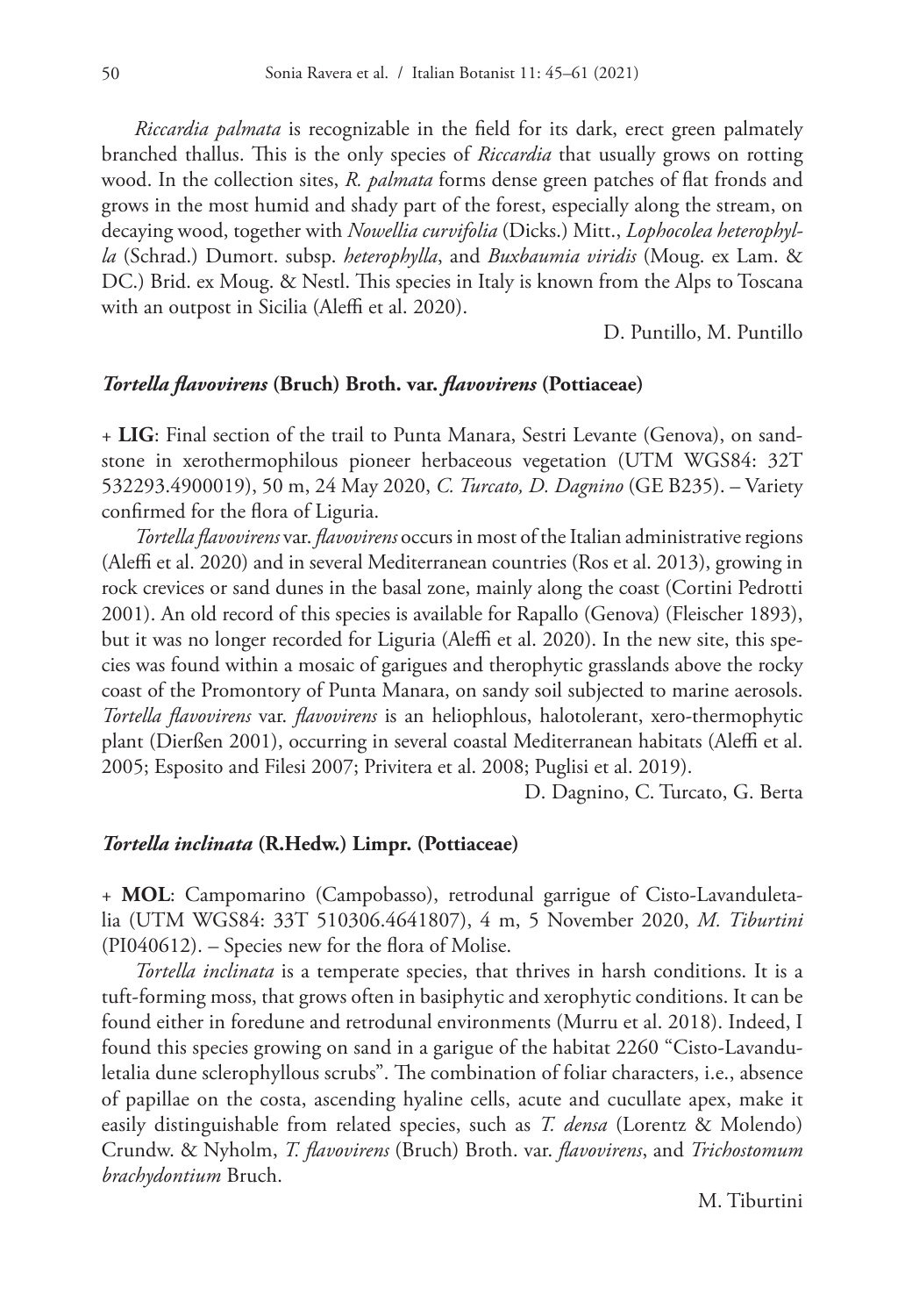*Riccardia palmata* is recognizable in the field for its dark, erect green palmately branched thallus. This is the only species of *Riccardia* that usually grows on rotting wood. In the collection sites, *R. palmata* forms dense green patches of flat fronds and grows in the most humid and shady part of the forest, especially along the stream, on decaying wood, together with *Nowellia curvifolia* (Dicks.) Mitt., *Lophocolea heterophylla* (Schrad.) Dumort. subsp. *heterophylla*, and *Buxbaumia viridis* (Moug. ex Lam. & DC.) Brid. ex Moug. & Nestl. This species in Italy is known from the Alps to Toscana with an outpost in Sicilia (Aleffi et al. 2020).

D. Puntillo, M. Puntillo

### *Tortella flavovirens* (Bruch) Broth. var. *flavovirens* (Pottiaceae)

+ **LIG**: Final section of the trail to Punta Manara, Sestri Levante (Genova), on sandstone in xerothermophilous pioneer herbaceous vegetation (UTM WGS84: 32T 532293.4900019), 50 m, 24 May 2020, *C. Turcato, D. Dagnino* (GE B235). – Variety confirmed for the flora of Liguria.

*Tortella flavovirens* var. *flavovirens* occurs in most of the Italian administrative regions (Aleffi et al. 2020) and in several Mediterranean countries (Ros et al. 2013), growing in rock crevices or sand dunes in the basal zone, mainly along the coast (Cortini Pedrotti 2001). An old record of this species is available for Rapallo (Genova) (Fleischer 1893), but it was no longer recorded for Liguria (Aleffi et al. 2020). In the new site, this species was found within a mosaic of garigues and therophytic grasslands above the rocky coast of the Promontory of Punta Manara, on sandy soil subjected to marine aerosols. *Tortella flavovirens* var. *flavovirens* is an heliophlous, halotolerant, xero-thermophytic plant (Dierßen 2001), occurring in several coastal Mediterranean habitats (Aleffi et al. 2005; Esposito and Filesi 2007; Privitera et al. 2008; Puglisi et al. 2019).

D. Dagnino, C. Turcato, G. Berta

### *Tortella inclinata* (R.Hedw.) Limpr. (Pottiaceae)

+ **MOL**: Campomarino (Campobasso), retrodunal garrigue of Cisto-Lavanduletalia (UTM WGS84: 33T 510306.4641807), 4 m, 5 November 2020, *M. Tiburtini* (PI040612). – Species new for the flora of Molise.

*Tortella inclinata* is a temperate species, that thrives in harsh conditions. It is a tuft-forming moss, that grows often in basiphytic and xerophytic conditions. It can be found either in foredune and retrodunal environments (Murru et al. 2018). Indeed, I found this species growing on sand in a garigue of the habitat 2260 "Cisto-Lavanduletalia dune sclerophyllous scrubs". The combination of foliar characters, i.e., absence of papillae on the costa, ascending hyaline cells, acute and cucullate apex, make it easily distinguishable from related species, such as *T. densa* (Lorentz & Molendo) Crundw. & Nyholm, *T. flavovirens* (Bruch) Broth. var. *flavovirens*, and *Trichostomum brachydontium* Bruch.

M. Tiburtini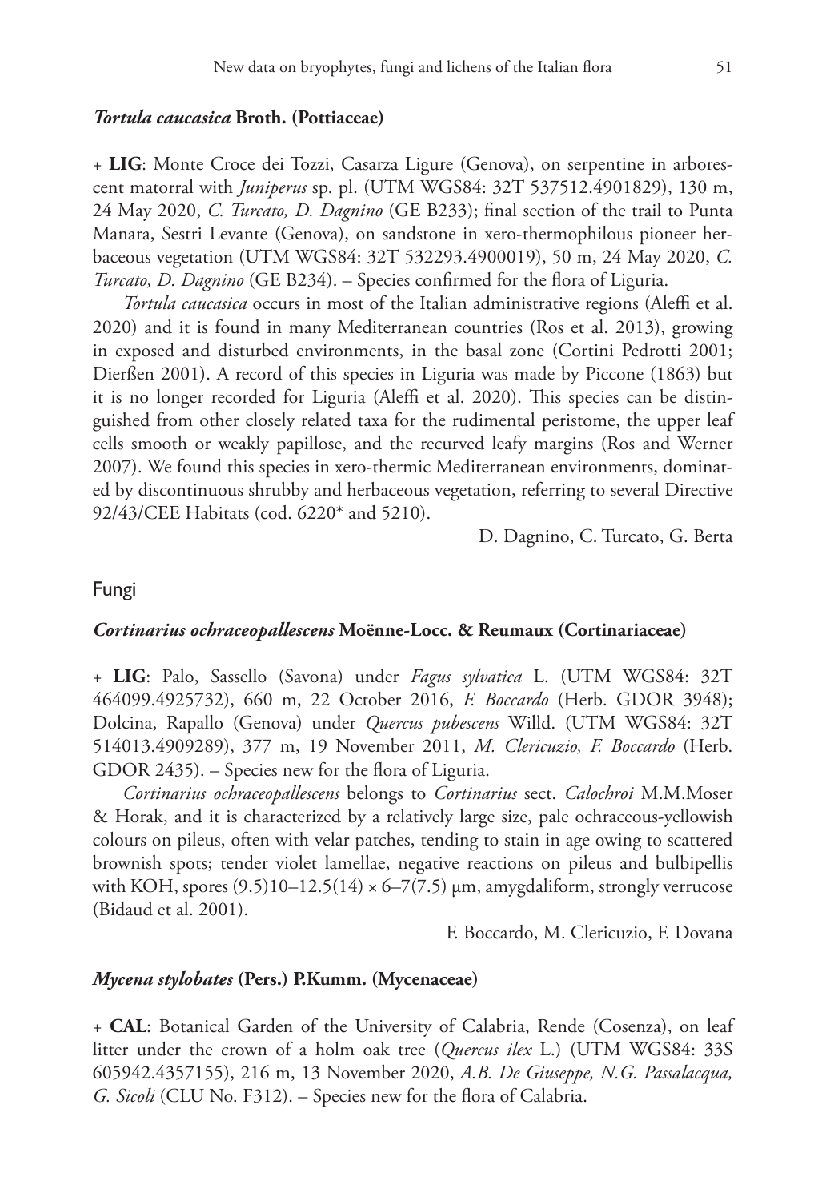### *Tortula caucasica* Broth. (Pottiaceae)

+ **LIG**: Monte Croce dei Tozzi, Casarza Ligure (Genova), on serpentine in arborescent matorral with *Juniperus* sp. pl. (UTM WGS84: 32T 537512.4901829), 130 m, 24 May 2020, *C. Turcato, D. Dagnino* (GE B233); final section of the trail to Punta Manara, Sestri Levante (Genova), on sandstone in xero-thermophilous pioneer herbaceous vegetation (UTM WGS84: 32T 532293.4900019), 50 m, 24 May 2020, *C. Turcato, D. Dagnino* (GE B234). – Species confirmed for the flora of Liguria.

*Tortula caucasica* occurs in most of the Italian administrative regions (Aleffi et al. 2020) and it is found in many Mediterranean countries (Ros et al. 2013), growing in exposed and disturbed environments, in the basal zone (Cortini Pedrotti 2001; Dierßen 2001). A record of this species in Liguria was made by Piccone (1863) but it is no longer recorded for Liguria (Aleffi et al. 2020). This species can be distinguished from other closely related taxa for the rudimental peristome, the upper leaf cells smooth or weakly papillose, and the recurved leafy margins (Ros and Werner 2007). We found this species in xero-thermic Mediterranean environments, dominated by discontinuous shrubby and herbaceous vegetation, referring to several Directive 92/43/CEE Habitats (cod. 6220* and 5210).

D. Dagnino, C. Turcato, G. Berta

## Fungi

### *Cortinarius ochraceopallescens* Moënne-Locc. & Reumaux (Cortinariaceae)

+ **LIG**: Palo, Sassello (Savona) under *Fagus sylvatica* L. (UTM WGS84: 32T 464099.4925732), 660 m, 22 October 2016, *F. Boccardo* (Herb. GDOR 3948); Dolcina, Rapallo (Genova) under *Quercus pubescens* Willd. (UTM WGS84: 32T 514013.4909289), 377 m, 19 November 2011, *M. Clericuzio, F. Boccardo* (Herb. GDOR 2435). – Species new for the flora of Liguria.

*Cortinarius ochraceopallescens* belongs to *Cortinarius* sect. *Calochroi* M.M.Moser & Horak, and it is characterized by a relatively large size, pale ochraceous-yellowish colours on pileus, often with velar patches, tending to stain in age owing to scattered brownish spots; tender violet lamellae, negative reactions on pileus and bulbipellis with KOH, spores (9.5)10–12.5(14) × 6–7(7.5) μm, amygdaliform, strongly verrucose (Bidaud et al. 2001).

F. Boccardo, M. Clericuzio, F. Dovana

### *Mycena stylobates* (Pers.) P.Kumm. (Mycenaceae)

+ **CAL**: Botanical Garden of the University of Calabria, Rende (Cosenza), on leaf litter under the crown of a holm oak tree (*Quercus ilex* L.) (UTM WGS84: 33S 605942.4357155), 216 m, 13 November 2020, *A.B. De Giuseppe, N.G. Passalacqua, G. Sicoli* (CLU No. F312). – Species new for the flora of Calabria.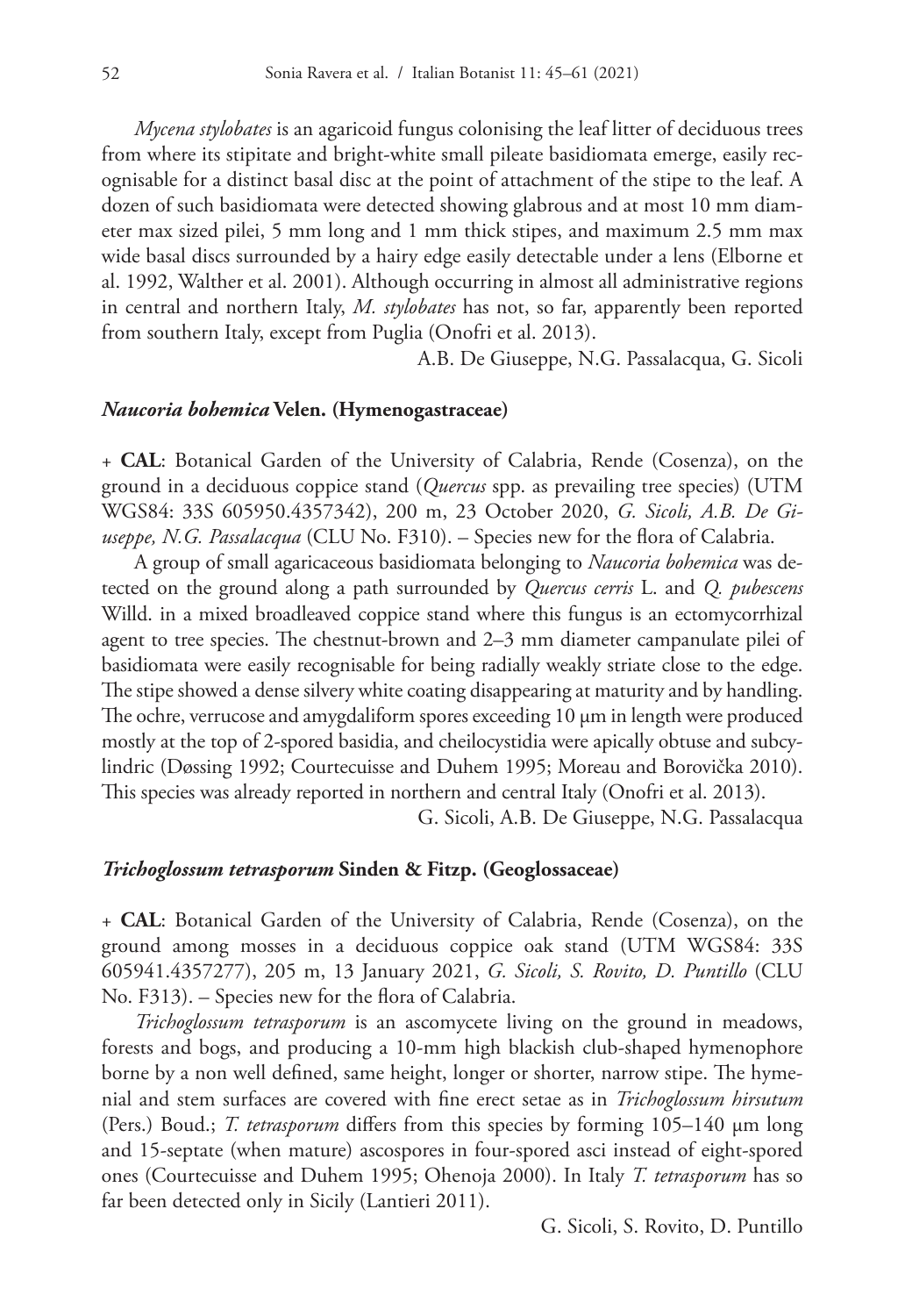*Mycena stylobates* is an agaricoid fungus colonising the leaf litter of deciduous trees from where its stipitate and bright-white small pileate basidiomata emerge, easily recognisable for a distinct basal disc at the point of attachment of the stipe to the leaf. A dozen of such basidiomata were detected showing glabrous and at most 10 mm diameter max sized pilei, 5 mm long and 1 mm thick stipes, and maximum 2.5 mm max wide basal discs surrounded by a hairy edge easily detectable under a lens (Elborne et al. 1992, Walther et al. 2001). Although occurring in almost all administrative regions in central and northern Italy, *M. stylobates* has not, so far, apparently been reported from southern Italy, except from Puglia (Onofri et al. 2013).

A.B. De Giuseppe, N.G. Passalacqua, G. Sicoli

### *Naucoria bohemica* Velen. (Hymenogastraceae)

\+ **CAL**: Botanical Garden of the University of Calabria, Rende (Cosenza), on the ground in a deciduous coppice stand (*Quercus* spp. as prevailing tree species) (UTM WGS84: 33S 605950.4357342), 200 m, 23 October 2020, *G. Sicoli, A.B. De Giuseppe, N.G. Passalacqua* (CLU No. F310). – Species new for the flora of Calabria.

A group of small agaricaceous basidiomata belonging to *Naucoria bohemica* was detected on the ground along a path surrounded by *Quercus cerris* L. and *Q. pubescens* Willd. in a mixed broadleaved coppice stand where this fungus is an ectomycorrhizal agent to tree species. The chestnut-brown and 2–3 mm diameter campanulate pilei of basidiomata were easily recognisable for being radially weakly striate close to the edge. The stipe showed a dense silvery white coating disappearing at maturity and by handling. The ochre, verrucose and amygdaliform spores exceeding 10 µm in length were produced mostly at the top of 2-spored basidia, and cheilocystidia were apically obtuse and subcylindric (Døssing 1992; Courtecuisse and Duhem 1995; Moreau and Borovička 2010). This species was already reported in northern and central Italy (Onofri et al. 2013).

G. Sicoli, A.B. De Giuseppe, N.G. Passalacqua

### *Trichoglossum tetrasporum* Sinden & Fitzp. (Geoglossaceae)

\+ **CAL**: Botanical Garden of the University of Calabria, Rende (Cosenza), on the ground among mosses in a deciduous coppice oak stand (UTM WGS84: 33S 605941.4357277), 205 m, 13 January 2021, *G. Sicoli, S. Rovito, D. Puntillo* (CLU No. F313). – Species new for the flora of Calabria.

*Trichoglossum tetrasporum* is an ascomycete living on the ground in meadows, forests and bogs, and producing a 10-mm high blackish club-shaped hymenophore borne by a non well defined, same height, longer or shorter, narrow stipe. The hymenial and stem surfaces are covered with fine erect setae as in *Trichoglossum hirsutum* (Pers.) Boud.; *T. tetrasporum* differs from this species by forming 105–140 µm long and 15-septate (when mature) ascospores in four-spored asci instead of eight-spored ones (Courtecuisse and Duhem 1995; Ohenoja 2000). In Italy *T. tetrasporum* has so far been detected only in Sicily (Lantieri 2011).

G. Sicoli, S. Rovito, D. Puntillo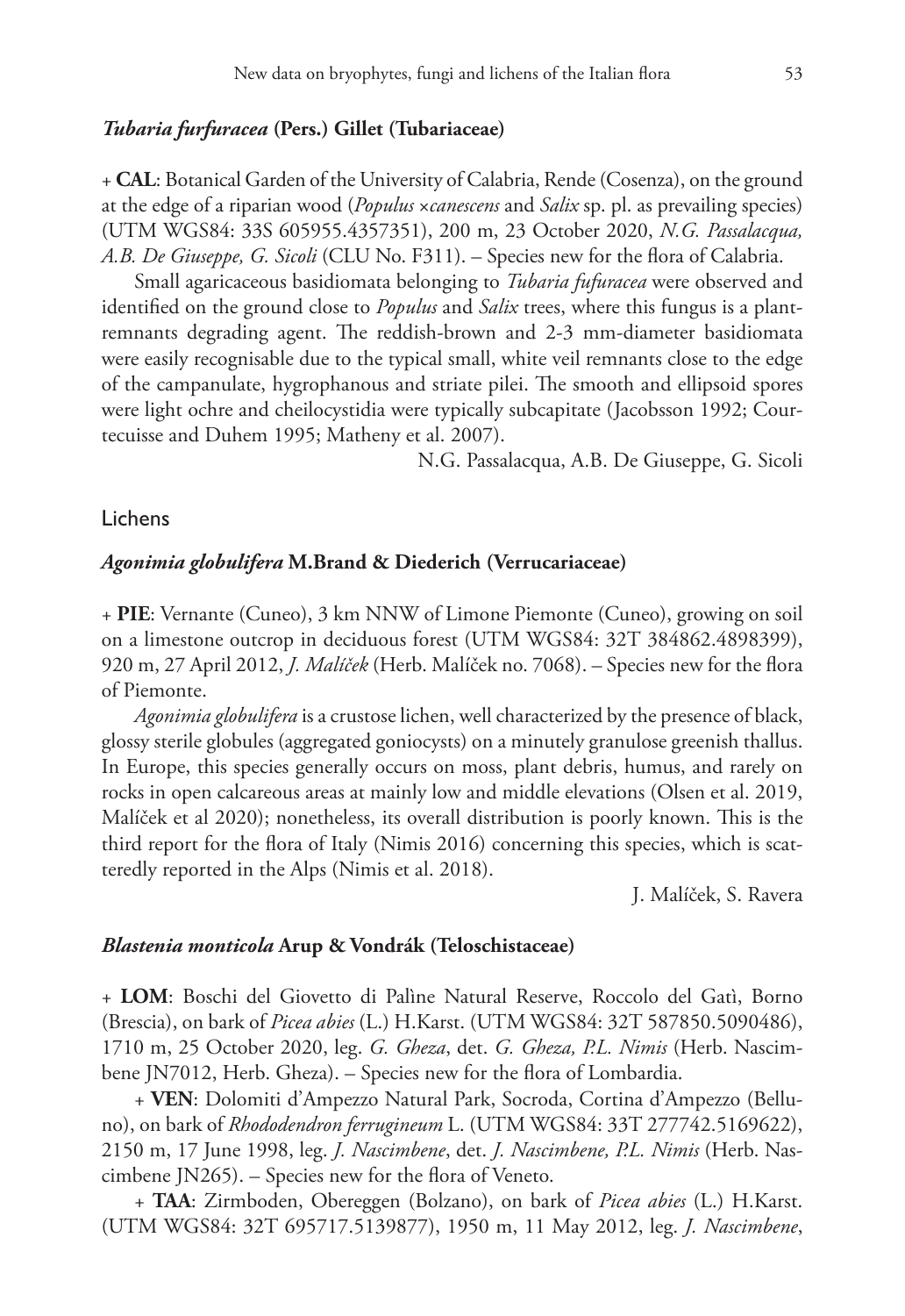### *Tubaria furfuracea* (Pers.) Gillet (Tubariaceae)

+ **CAL**: Botanical Garden of the University of Calabria, Rende (Cosenza), on the ground at the edge of a riparian wood (*Populus* ×*canescens* and *Salix* sp. pl. as prevailing species) (UTM WGS84: 33S 605955.4357351), 200 m, 23 October 2020, *N.G. Passalacqua, A.B. De Giuseppe, G. Sicoli* (CLU No. F311). – Species new for the flora of Calabria.

Small agaricaceous basidiomata belonging to *Tubaria fufuracea* were observed and identified on the ground close to *Populus* and *Salix* trees, where this fungus is a plant-remnants degrading agent. The reddish-brown and 2-3 mm-diameter basidiomata were easily recognisable due to the typical small, white veil remnants close to the edge of the campanulate, hygrophanous and striate pilei. The smooth and ellipsoid spores were light ochre and cheilocystidia were typically subcapitate (Jacobsson 1992; Courtecuisse and Duhem 1995; Matheny et al. 2007).

N.G. Passalacqua, A.B. De Giuseppe, G. Sicoli

## Lichens

### *Agonimia globulifera* M.Brand & Diederich (Verrucariaceae)

+ **PIE**: Vernante (Cuneo), 3 km NNW of Limone Piemonte (Cuneo), growing on soil on a limestone outcrop in deciduous forest (UTM WGS84: 32T 384862.4898399), 920 m, 27 April 2012, *J. Malíček* (Herb. Malíček no. 7068). – Species new for the flora of Piemonte.

*Agonimia globulifera* is a crustose lichen, well characterized by the presence of black, glossy sterile globules (aggregated goniocysts) on a minutely granulose greenish thallus. In Europe, this species generally occurs on moss, plant debris, humus, and rarely on rocks in open calcareous areas at mainly low and middle elevations (Olsen et al. 2019, Malíček et al 2020); nonetheless, its overall distribution is poorly known. This is the third report for the flora of Italy (Nimis 2016) concerning this species, which is scatteredly reported in the Alps (Nimis et al. 2018).

J. Malíček, S. Ravera

### *Blastenia monticola* Arup & Vondrák (Teloschistaceae)

+ **LOM**: Boschi del Giovetto di Palìne Natural Reserve, Roccolo del Gatì, Borno (Brescia), on bark of *Picea abies* (L.) H.Karst. (UTM WGS84: 32T 587850.5090486), 1710 m, 25 October 2020, leg. *G. Gheza*, det. *G. Gheza, P.L. Nimis* (Herb. Nascimbene JN7012, Herb. Gheza). – Species new for the flora of Lombardia.

+ **VEN**: Dolomiti d'Ampezzo Natural Park, Socroda, Cortina d'Ampezzo (Belluno), on bark of *Rhododendron ferrugineum* L. (UTM WGS84: 33T 277742.5169622), 2150 m, 17 June 1998, leg. *J. Nascimbene*, det. *J. Nascimbene, P.L. Nimis* (Herb. Nascimbene JN265). – Species new for the flora of Veneto.

+ **TAA**: Zirmboden, Obereggen (Bolzano), on bark of *Picea abies* (L.) H.Karst. (UTM WGS84: 32T 695717.5139877), 1950 m, 11 May 2012, leg. *J. Nascimbene*,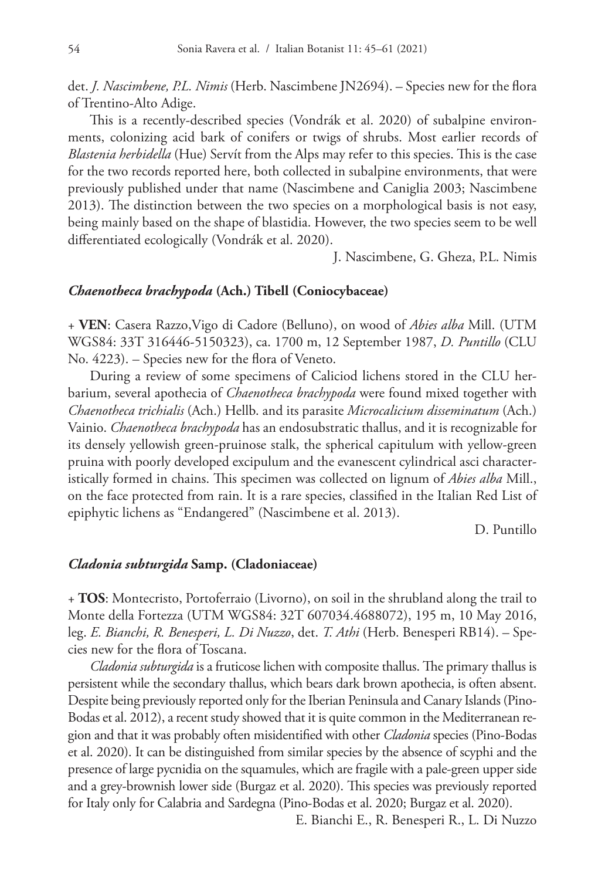det. *J. Nascimbene, P.L. Nimis* (Herb. Nascimbene JN2694). – Species new for the flora of Trentino-Alto Adige.

This is a recently-described species (Vondrák et al. 2020) of subalpine environments, colonizing acid bark of conifers or twigs of shrubs. Most earlier records of *Blastenia herbidella* (Hue) Servít from the Alps may refer to this species. This is the case for the two records reported here, both collected in subalpine environments, that were previously published under that name (Nascimbene and Caniglia 2003; Nascimbene 2013). The distinction between the two species on a morphological basis is not easy, being mainly based on the shape of blastidia. However, the two species seem to be well differentiated ecologically (Vondrák et al. 2020).

J. Nascimbene, G. Gheza, P.L. Nimis

### *Chaenotheca brachypoda* (Ach.) Tibell (Coniocybaceae)

+ **VEN**: Casera Razzo,Vigo di Cadore (Belluno), on wood of *Abies alba* Mill. (UTM WGS84: 33T 316446-5150323), ca. 1700 m, 12 September 1987, *D. Puntillo* (CLU No. 4223). – Species new for the flora of Veneto.

During a review of some specimens of Caliciod lichens stored in the CLU herbarium, several apothecia of *Chaenotheca brachypoda* were found mixed together with *Chaenotheca trichialis* (Ach.) Hellb. and its parasite *Microcalicium disseminatum* (Ach.) Vainio. *Chaenotheca brachypoda* has an endosubstratic thallus, and it is recognizable for its densely yellowish green-pruinose stalk, the spherical capitulum with yellow-green pruina with poorly developed excipulum and the evanescent cylindrical asci characteristically formed in chains. This specimen was collected on lignum of *Abies alba* Mill., on the face protected from rain. It is a rare species, classified in the Italian Red List of epiphytic lichens as "Endangered" (Nascimbene et al. 2013).

D. Puntillo

### *Cladonia subturgida* Samp. (Cladoniaceae)

+ **TOS**: Montecristo, Portoferraio (Livorno), on soil in the shrubland along the trail to Monte della Fortezza (UTM WGS84: 32T 607034.4688072), 195 m, 10 May 2016, leg. *E. Bianchi, R. Benesperi, L. Di Nuzzo*, det. *T. Athi* (Herb. Benesperi RB14). – Species new for the flora of Toscana.

*Cladonia subturgida* is a fruticose lichen with composite thallus. The primary thallus is persistent while the secondary thallus, which bears dark brown apothecia, is often absent. Despite being previously reported only for the Iberian Peninsula and Canary Islands (Pino-Bodas et al. 2012), a recent study showed that it is quite common in the Mediterranean region and that it was probably often misidentified with other *Cladonia* species (Pino-Bodas et al. 2020). It can be distinguished from similar species by the absence of scyphi and the presence of large pycnidia on the squamules, which are fragile with a pale-green upper side and a grey-brownish lower side (Burgaz et al. 2020). This species was previously reported for Italy only for Calabria and Sardegna (Pino-Bodas et al. 2020; Burgaz et al. 2020).

E. Bianchi E., R. Benesperi R., L. Di Nuzzo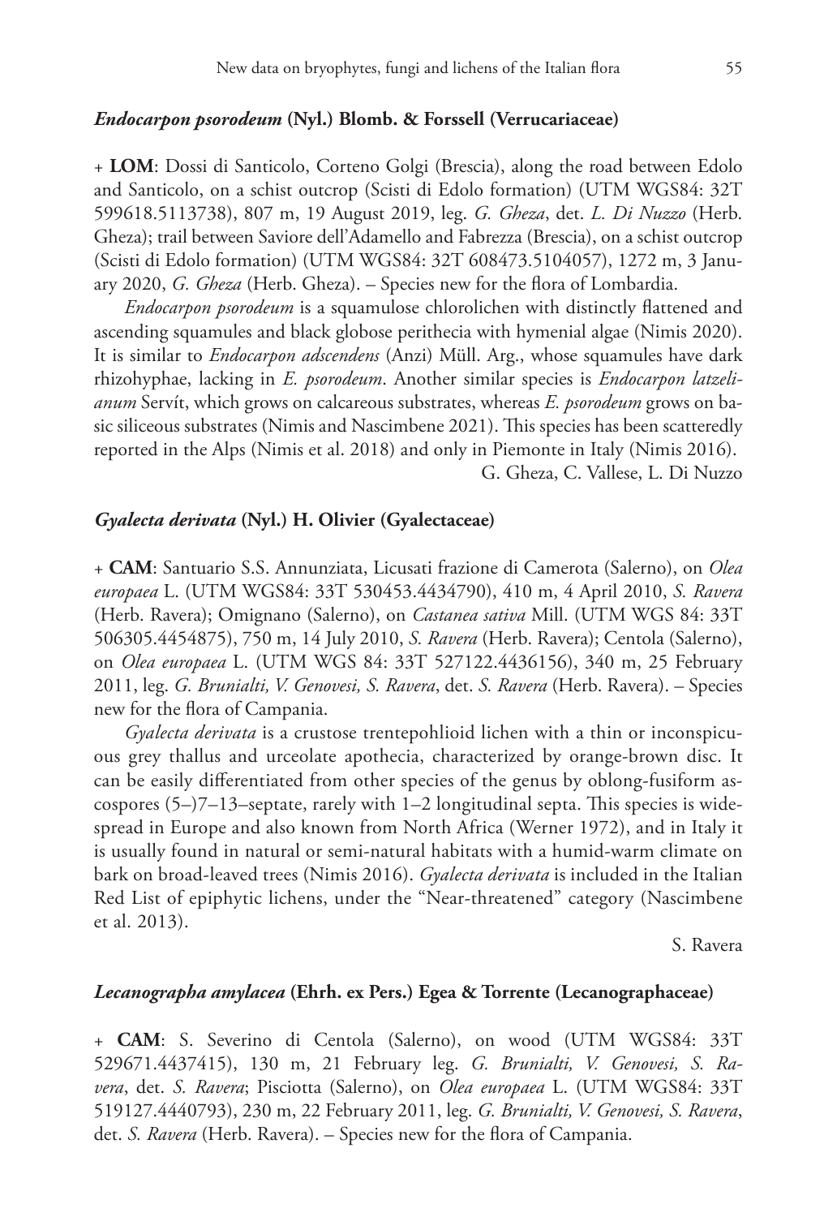### *Endocarpon psorodeum* (Nyl.) Blomb. & Forssell (Verrucariaceae)

+ **LOM**: Dossi di Santicolo, Corteno Golgi (Brescia), along the road between Edolo and Santicolo, on a schist outcrop (Scisti di Edolo formation) (UTM WGS84: 32T 599618.5113738), 807 m, 19 August 2019, leg. *G. Gheza*, det. *L. Di Nuzzo* (Herb. Gheza); trail between Saviore dell'Adamello and Fabrezza (Brescia), on a schist outcrop (Scisti di Edolo formation) (UTM WGS84: 32T 608473.5104057), 1272 m, 3 January 2020, *G. Gheza* (Herb. Gheza). – Species new for the flora of Lombardia.

*Endocarpon psorodeum* is a squamulose chlorolichen with distinctly flattened and ascending squamules and black globose perithecia with hymenial algae (Nimis 2020). It is similar to *Endocarpon adscendens* (Anzi) Müll. Arg., whose squamules have dark rhizohyphae, lacking in *E. psorodeum*. Another similar species is *Endocarpon latzelianum* Servít, which grows on calcareous substrates, whereas *E. psorodeum* grows on basic siliceous substrates (Nimis and Nascimbene 2021). This species has been scatteredly reported in the Alps (Nimis et al. 2018) and only in Piemonte in Italy (Nimis 2016).

G. Gheza, C. Vallese, L. Di Nuzzo

### *Gyalecta derivata* (Nyl.) H. Olivier (Gyalectaceae)

+ **CAM**: Santuario S.S. Annunziata, Licusati frazione di Camerota (Salerno), on *Olea europaea* L. (UTM WGS84: 33T 530453.4434790), 410 m, 4 April 2010, *S. Ravera* (Herb. Ravera); Omignano (Salerno), on *Castanea sativa* Mill. (UTM WGS 84: 33T 506305.4454875), 750 m, 14 July 2010, *S. Ravera* (Herb. Ravera); Centola (Salerno), on *Olea europaea* L. (UTM WGS 84: 33T 527122.4436156), 340 m, 25 February 2011, leg. *G. Brunialti, V. Genovesi, S. Ravera*, det. *S. Ravera* (Herb. Ravera). – Species new for the flora of Campania.

*Gyalecta derivata* is a crustose trentepohlioid lichen with a thin or inconspicuous grey thallus and urceolate apothecia, characterized by orange-brown disc. It can be easily differentiated from other species of the genus by oblong-fusiform ascospores (5–)7–13–septate, rarely with 1–2 longitudinal septa. This species is widespread in Europe and also known from North Africa (Werner 1972), and in Italy it is usually found in natural or semi-natural habitats with a humid-warm climate on bark on broad-leaved trees (Nimis 2016). *Gyalecta derivata* is included in the Italian Red List of epiphytic lichens, under the "Near-threatened" category (Nascimbene et al. 2013).

S. Ravera

### *Lecanographa amylacea* (Ehrh. ex Pers.) Egea & Torrente (Lecanographaceae)

+ **CAM**: S. Severino di Centola (Salerno), on wood (UTM WGS84: 33T 529671.4437415), 130 m, 21 February leg. *G. Brunialti, V. Genovesi, S. Ravera*, det. *S. Ravera*; Pisciotta (Salerno), on *Olea europaea* L. (UTM WGS84: 33T 519127.4440793), 230 m, 22 February 2011, leg. *G. Brunialti, V. Genovesi, S. Ravera*, det. *S. Ravera* (Herb. Ravera). – Species new for the flora of Campania.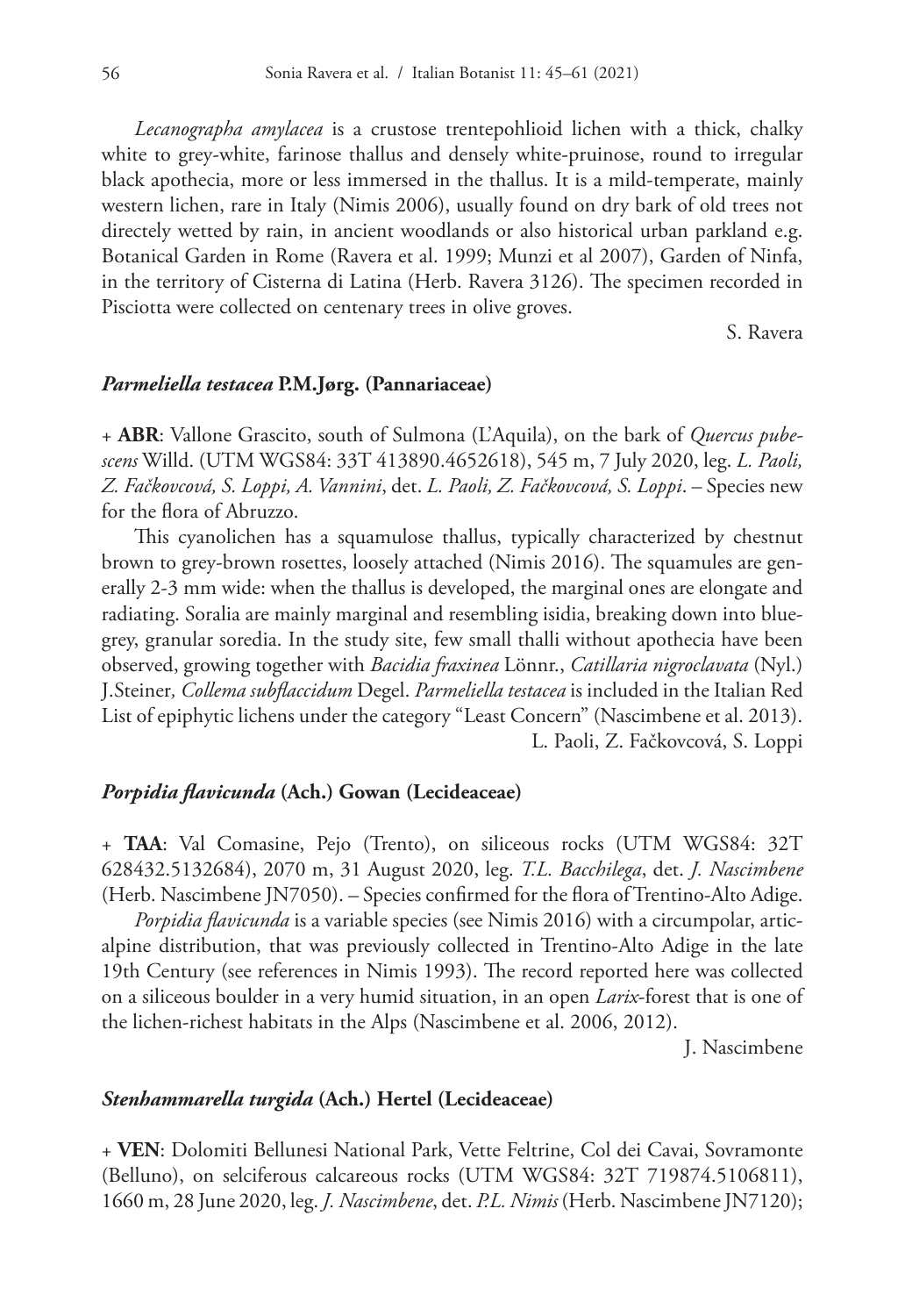*Lecanographa amylacea* is a crustose trentepohlioid lichen with a thick, chalky white to grey-white, farinose thallus and densely white-pruinose, round to irregular black apothecia, more or less immersed in the thallus. It is a mild-temperate, mainly western lichen, rare in Italy (Nimis 2006), usually found on dry bark of old trees not directely wetted by rain, in ancient woodlands or also historical urban parkland e.g. Botanical Garden in Rome (Ravera et al. 1999; Munzi et al 2007), Garden of Ninfa, in the territory of Cisterna di Latina (Herb. Ravera 3126). The specimen recorded in Pisciotta were collected on centenary trees in olive groves.

S. Ravera

### *Parmeliella testacea* P.M.Jørg. (Pannariaceae)

+ **ABR**: Vallone Grascito, south of Sulmona (L'Aquila), on the bark of *Quercus pubescens* Willd. (UTM WGS84: 33T 413890.4652618), 545 m, 7 July 2020, leg. *L. Paoli, Z. Fačkovcová, S. Loppi, A. Vannini*, det. *L. Paoli, Z. Fačkovcová, S. Loppi*. – Species new for the flora of Abruzzo.

This cyanolichen has a squamulose thallus, typically characterized by chestnut brown to grey-brown rosettes, loosely attached (Nimis 2016). The squamules are generally 2-3 mm wide: when the thallus is developed, the marginal ones are elongate and radiating. Soralia are mainly marginal and resembling isidia, breaking down into blue-grey, granular soredia. In the study site, few small thalli without apothecia have been observed, growing together with *Bacidia fraxinea* Lönnr., *Catillaria nigroclavata* (Nyl.) J.Steiner*, Collema subflaccidum* Degel. *Parmeliella testacea* is included in the Italian Red List of epiphytic lichens under the category "Least Concern" (Nascimbene et al. 2013).

L. Paoli, Z. Fačkovcová, S. Loppi

### *Porpidia flavicunda* (Ach.) Gowan (Lecideaceae)

+ **TAA**: Val Comasine, Pejo (Trento), on siliceous rocks (UTM WGS84: 32T 628432.5132684), 2070 m, 31 August 2020, leg. *T.L. Bacchilega*, det. *J. Nascimbene* (Herb. Nascimbene JN7050). – Species confirmed for the flora of Trentino-Alto Adige.

*Porpidia flavicunda* is a variable species (see Nimis 2016) with a circumpolar, artic-alpine distribution, that was previously collected in Trentino-Alto Adige in the late 19th Century (see references in Nimis 1993). The record reported here was collected on a siliceous boulder in a very humid situation, in an open *Larix*-forest that is one of the lichen-richest habitats in the Alps (Nascimbene et al. 2006, 2012).

J. Nascimbene

### *Stenhammarella turgida* (Ach.) Hertel (Lecideaceae)

+ **VEN**: Dolomiti Bellunesi National Park, Vette Feltrine, Col dei Cavai, Sovramonte (Belluno), on selciferous calcareous rocks (UTM WGS84: 32T 719874.5106811), 1660 m, 28 June 2020, leg. *J. Nascimbene*, det. *P.L. Nimis* (Herb. Nascimbene JN7120);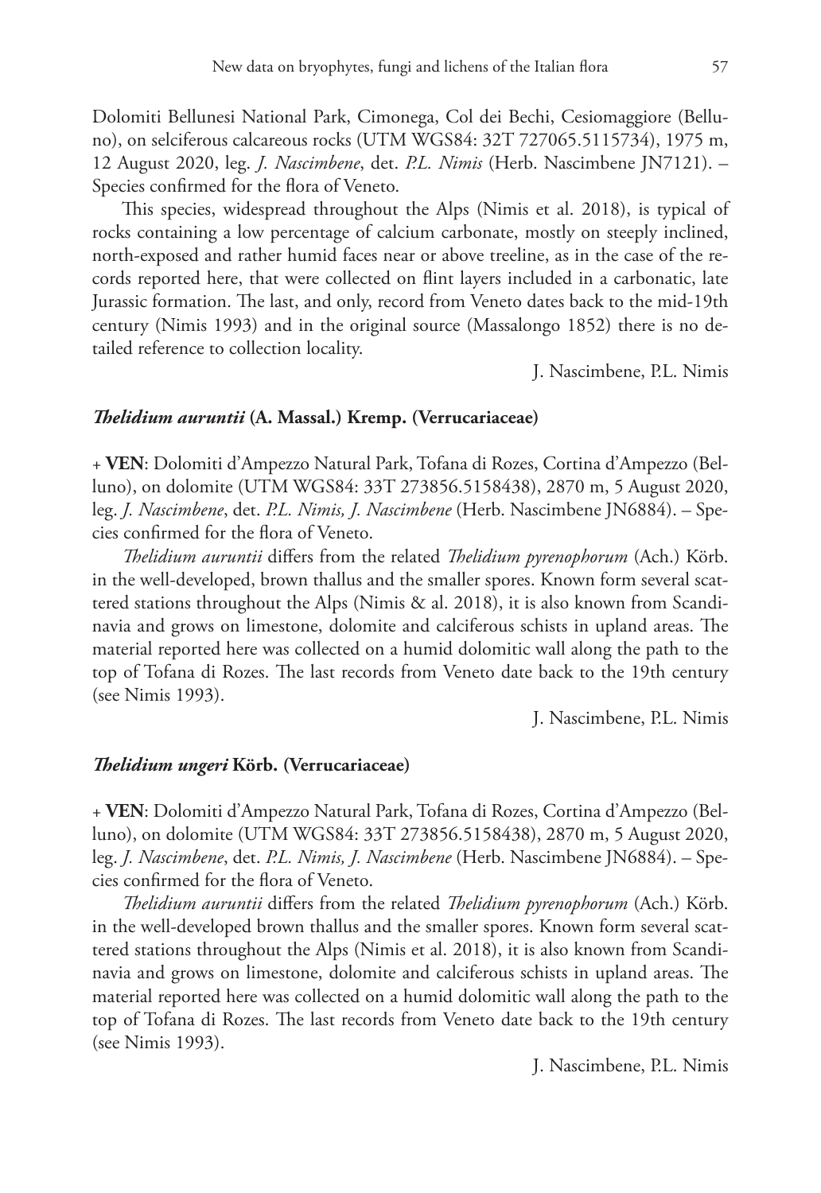Dolomiti Bellunesi National Park, Cimonega, Col dei Bechi, Cesiomaggiore (Belluno), on selciferous calcareous rocks (UTM WGS84: 32T 727065.5115734), 1975 m, 12 August 2020, leg. *J. Nascimbene*, det. *P.L. Nimis* (Herb. Nascimbene JN7121). – Species confirmed for the flora of Veneto.

This species, widespread throughout the Alps (Nimis et al. 2018), is typical of rocks containing a low percentage of calcium carbonate, mostly on steeply inclined, north-exposed and rather humid faces near or above treeline, as in the case of the records reported here, that were collected on flint layers included in a carbonatic, late Jurassic formation. The last, and only, record from Veneto dates back to the mid-19th century (Nimis 1993) and in the original source (Massalongo 1852) there is no detailed reference to collection locality.

J. Nascimbene, P.L. Nimis

#### ***Thelidium auruntii* (A. Massal.) Kremp. (Verrucariaceae)**

+ **VEN**: Dolomiti d'Ampezzo Natural Park, Tofana di Rozes, Cortina d'Ampezzo (Belluno), on dolomite (UTM WGS84: 33T 273856.5158438), 2870 m, 5 August 2020, leg. *J. Nascimbene*, det. *P.L. Nimis, J. Nascimbene* (Herb. Nascimbene JN6884). – Species confirmed for the flora of Veneto.

*Thelidium auruntii* differs from the related *Thelidium pyrenophorum* (Ach.) Körb. in the well-developed, brown thallus and the smaller spores. Known form several scattered stations throughout the Alps (Nimis & al. 2018), it is also known from Scandinavia and grows on limestone, dolomite and calciferous schists in upland areas. The material reported here was collected on a humid dolomitic wall along the path to the top of Tofana di Rozes. The last records from Veneto date back to the 19th century (see Nimis 1993).

J. Nascimbene, P.L. Nimis

#### ***Thelidium ungeri* Körb. (Verrucariaceae)**

+ **VEN**: Dolomiti d'Ampezzo Natural Park, Tofana di Rozes, Cortina d'Ampezzo (Belluno), on dolomite (UTM WGS84: 33T 273856.5158438), 2870 m, 5 August 2020, leg. *J. Nascimbene*, det. *P.L. Nimis, J. Nascimbene* (Herb. Nascimbene JN6884). – Species confirmed for the flora of Veneto.

*Thelidium auruntii* differs from the related *Thelidium pyrenophorum* (Ach.) Körb. in the well-developed brown thallus and the smaller spores. Known form several scattered stations throughout the Alps (Nimis et al. 2018), it is also known from Scandinavia and grows on limestone, dolomite and calciferous schists in upland areas. The material reported here was collected on a humid dolomitic wall along the path to the top of Tofana di Rozes. The last records from Veneto date back to the 19th century (see Nimis 1993).

J. Nascimbene, P.L. Nimis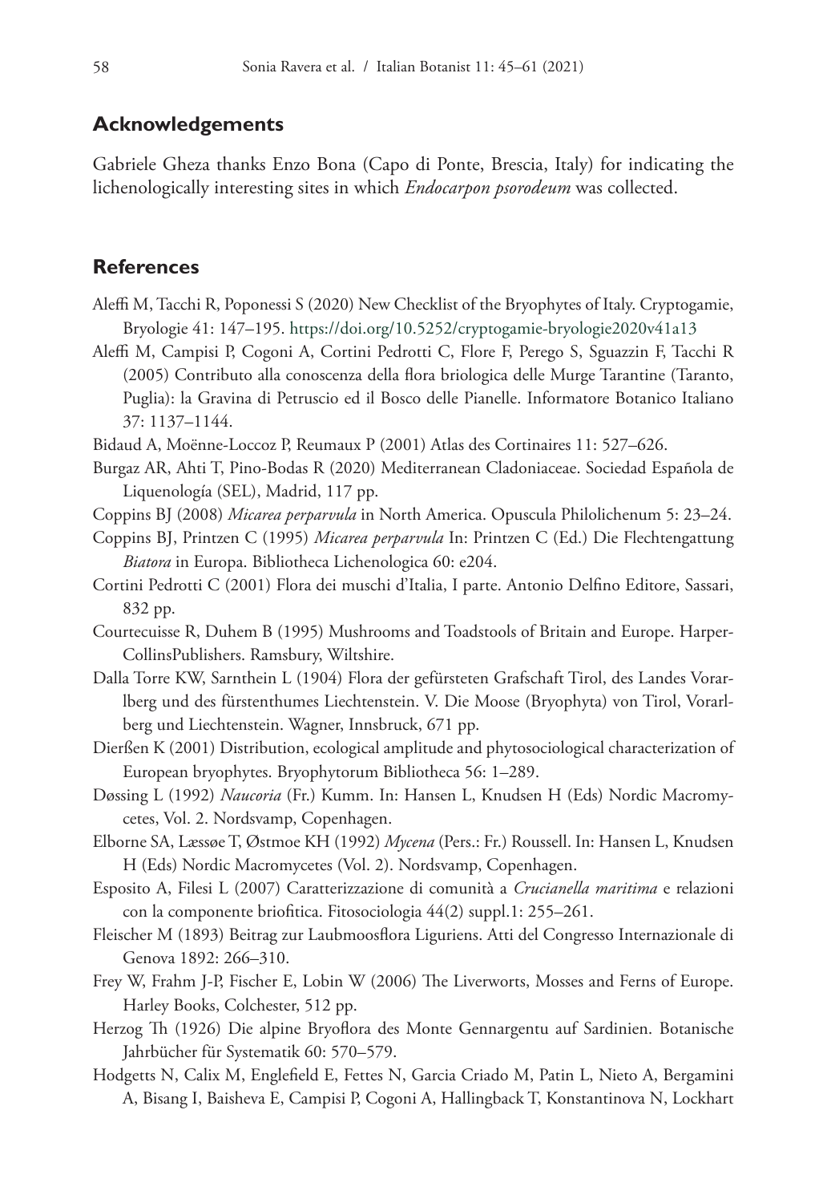## Acknowledgements

Gabriele Gheza thanks Enzo Bona (Capo di Ponte, Brescia, Italy) for indicating the lichenologically interesting sites in which *Endocarpon psorodeum* was collected.

## References

Aleffi M, Tacchi R, Poponessi S (2020) New Checklist of the Bryophytes of Italy. Cryptogamie, Bryologie 41: 147–195. https://doi.org/10.5252/cryptogamie-bryologie2020v41a13

Aleffi M, Campisi P, Cogoni A, Cortini Pedrotti C, Flore F, Perego S, Sguazzin F, Tacchi R (2005) Contributo alla conoscenza della flora briologica delle Murge Tarantine (Taranto, Puglia): la Gravina di Petruscio ed il Bosco delle Pianelle. Informatore Botanico Italiano 37: 1137–1144.

Bidaud A, Moënne-Loccoz P, Reumaux P (2001) Atlas des Cortinaires 11: 527–626.

Burgaz AR, Ahti T, Pino-Bodas R (2020) Mediterranean Cladoniaceae. Sociedad Española de Liquenología (SEL), Madrid, 117 pp.

Coppins BJ (2008) *Micarea perparvula* in North America. Opuscula Philolichenum 5: 23–24.

Coppins BJ, Printzen C (1995) *Micarea perparvula* In: Printzen C (Ed.) Die Flechtengattung *Biatora* in Europa. Bibliotheca Lichenologica 60: e204.

Cortini Pedrotti C (2001) Flora dei muschi d'Italia, I parte. Antonio Delfino Editore, Sassari, 832 pp.

Courtecuisse R, Duhem B (1995) Mushrooms and Toadstools of Britain and Europe. Harper-CollinsPublishers. Ramsbury, Wiltshire.

Dalla Torre KW, Sarnthein L (1904) Flora der gefürsteten Grafschaft Tirol, des Landes Vorarlberg und des fürstenthumes Liechtenstein. V. Die Moose (Bryophyta) von Tirol, Vorarlberg und Liechtenstein. Wagner, Innsbruck, 671 pp.

Dierßen K (2001) Distribution, ecological amplitude and phytosociological characterization of European bryophytes. Bryophytorum Bibliotheca 56: 1–289.

Døssing L (1992) *Naucoria* (Fr.) Kumm. In: Hansen L, Knudsen H (Eds) Nordic Macromycetes, Vol. 2. Nordsvamp, Copenhagen.

Elborne SA, Læssøe T, Østmoe KH (1992) *Mycena* (Pers.: Fr.) Roussell. In: Hansen L, Knudsen H (Eds) Nordic Macromycetes (Vol. 2). Nordsvamp, Copenhagen.

Esposito A, Filesi L (2007) Caratterizzazione di comunità a *Crucianella maritima* e relazioni con la componente briofitica. Fitosociologia 44(2) suppl.1: 255–261.

Fleischer M (1893) Beitrag zur Laubmoosflora Liguriens. Atti del Congresso Internazionale di Genova 1892: 266–310.

Frey W, Frahm J-P, Fischer E, Lobin W (2006) The Liverworts, Mosses and Ferns of Europe. Harley Books, Colchester, 512 pp.

Herzog Th (1926) Die alpine Bryoflora des Monte Gennargentu auf Sardinien. Botanische Jahrbücher für Systematik 60: 570–579.

Hodgetts N, Calix M, Englefield E, Fettes N, Garcia Criado M, Patin L, Nieto A, Bergamini A, Bisang I, Baisheva E, Campisi P, Cogoni A, Hallingback T, Konstantinova N, Lockhart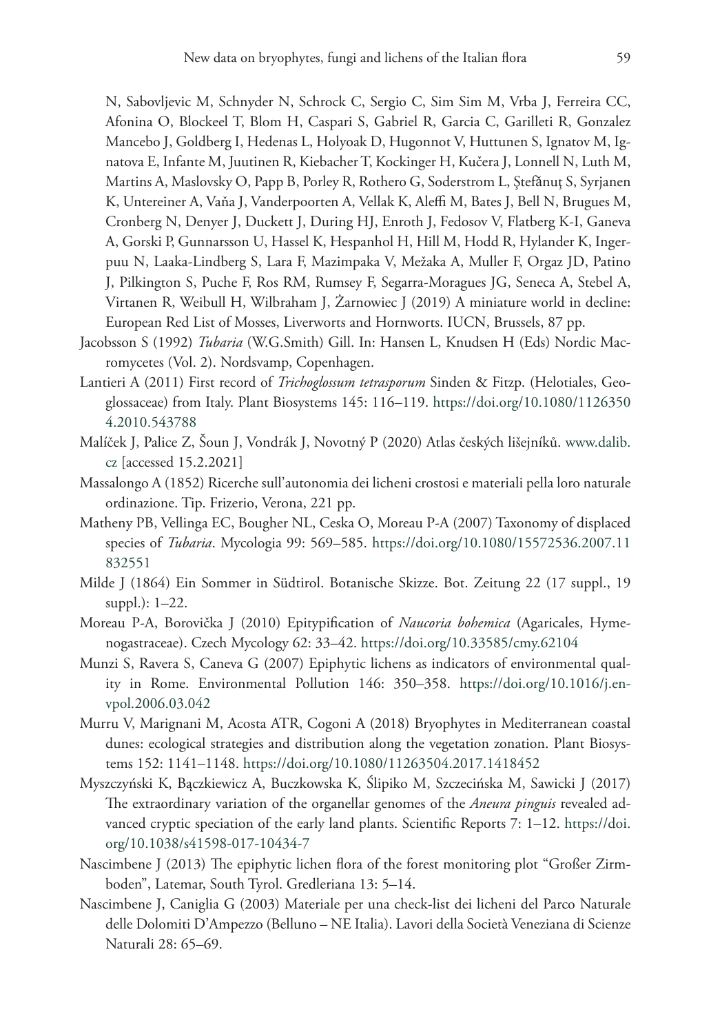N, Sabovljevic M, Schnyder N, Schrock C, Sergio C, Sim Sim M, Vrba J, Ferreira CC, Afonina O, Blockeel T, Blom H, Caspari S, Gabriel R, Garcia C, Garilleti R, Gonzalez Mancebo J, Goldberg I, Hedenas L, Holyoak D, Hugonnot V, Huttunen S, Ignatov M, Ignatova E, Infante M, Juutinen R, Kiebacher T, Kockinger H, Kučera J, Lonnell N, Luth M, Martins A, Maslovsky O, Papp B, Porley R, Rothero G, Soderstrom L, Ştefănuţ S, Syrjanen K, Untereiner A, Vaňa J, Vanderpoorten A, Vellak K, Aleffi M, Bates J, Bell N, Brugues M, Cronberg N, Denyer J, Duckett J, During HJ, Enroth J, Fedosov V, Flatberg K-I, Ganeva A, Gorski P, Gunnarsson U, Hassel K, Hespanhol H, Hill M, Hodd R, Hylander K, Ingerpuu N, Laaka-Lindberg S, Lara F, Mazimpaka V, Mežaka A, Muller F, Orgaz JD, Patino J, Pilkington S, Puche F, Ros RM, Rumsey F, Segarra-Moragues JG, Seneca A, Stebel A, Virtanen R, Weibull H, Wilbraham J, Żarnowiec J (2019) A miniature world in decline: European Red List of Mosses, Liverworts and Hornworts. IUCN, Brussels, 87 pp.

Jacobsson S (1992) *Tubaria* (W.G.Smith) Gill. In: Hansen L, Knudsen H (Eds) Nordic Macromycetes (Vol. 2). Nordsvamp, Copenhagen.

Lantieri A (2011) First record of *Trichoglossum tetrasporum* Sinden & Fitzp. (Helotiales, Geoglossaceae) from Italy. Plant Biosystems 145: 116–119. https://doi.org/10.1080/11263504.2010.543788

Malíček J, Palice Z, Šoun J, Vondrák J, Novotný P (2020) Atlas českých lišejníků. www.dalib.cz [accessed 15.2.2021]

Massalongo A (1852) Ricerche sull'autonomia dei licheni crostosi e materiali pella loro naturale ordinazione. Tip. Frizerio, Verona, 221 pp.

Matheny PB, Vellinga EC, Bougher NL, Ceska O, Moreau P-A (2007) Taxonomy of displaced species of *Tubaria*. Mycologia 99: 569–585. https://doi.org/10.1080/15572536.2007.11832551

Milde J (1864) Ein Sommer in Südtirol. Botanische Skizze. Bot. Zeitung 22 (17 suppl., 19 suppl.): 1–22.

Moreau P-A, Borovička J (2010) Epitypification of *Naucoria bohemica* (Agaricales, Hymenogastraceae). Czech Mycology 62: 33–42. https://doi.org/10.33585/cmy.62104

Munzi S, Ravera S, Caneva G (2007) Epiphytic lichens as indicators of environmental quality in Rome. Environmental Pollution 146: 350–358. https://doi.org/10.1016/j.envpol.2006.03.042

Murru V, Marignani M, Acosta ATR, Cogoni A (2018) Bryophytes in Mediterranean coastal dunes: ecological strategies and distribution along the vegetation zonation. Plant Biosystems 152: 1141–1148. https://doi.org/10.1080/11263504.2017.1418452

Myszczyński K, Bączkiewicz A, Buczkowska K, Ślipiko M, Szczecińska M, Sawicki J (2017) The extraordinary variation of the organellar genomes of the *Aneura pinguis* revealed advanced cryptic speciation of the early land plants. Scientific Reports 7: 1–12. https://doi.org/10.1038/s41598-017-10434-7

Nascimbene J (2013) The epiphytic lichen flora of the forest monitoring plot "Großer Zirmboden", Latemar, South Tyrol. Gredleriana 13: 5–14.

Nascimbene J, Caniglia G (2003) Materiale per una check-list dei licheni del Parco Naturale delle Dolomiti D'Ampezzo (Belluno – NE Italia). Lavori della Società Veneziana di Scienze Naturali 28: 65–69.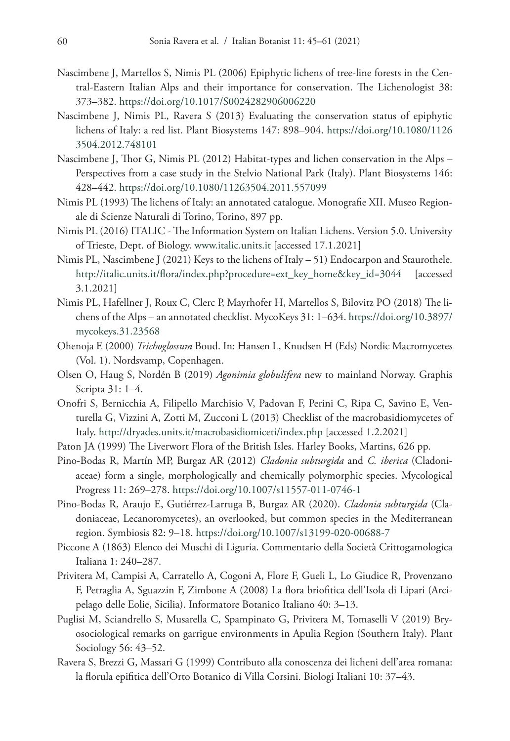Nascimbene J, Martellos S, Nimis PL (2006) Epiphytic lichens of tree-line forests in the Central-Eastern Italian Alps and their importance for conservation. The Lichenologist 38: 373–382. https://doi.org/10.1017/S0024282906006220

Nascimbene J, Nimis PL, Ravera S (2013) Evaluating the conservation status of epiphytic lichens of Italy: a red list. Plant Biosystems 147: 898–904. https://doi.org/10.1080/11263504.2012.748101

Nascimbene J, Thor G, Nimis PL (2012) Habitat-types and lichen conservation in the Alps – Perspectives from a case study in the Stelvio National Park (Italy). Plant Biosystems 146: 428–442. https://doi.org/10.1080/11263504.2011.557099

Nimis PL (1993) The lichens of Italy: an annotated catalogue. Monografie XII. Museo Regionale di Scienze Naturali di Torino, Torino, 897 pp.

Nimis PL (2016) ITALIC - The Information System on Italian Lichens. Version 5.0. University of Trieste, Dept. of Biology. www.italic.units.it [accessed 17.1.2021]

Nimis PL, Nascimbene J (2021) Keys to the lichens of Italy – 51) Endocarpon and Staurothele. http://italic.units.it/flora/index.php?procedure=ext_key_home&key_id=3044 [accessed 3.1.2021]

Nimis PL, Hafellner J, Roux C, Clerc P, Mayrhofer H, Martellos S, Bilovitz PO (2018) The lichens of the Alps – an annotated checklist. MycoKeys 31: 1–634. https://doi.org/10.3897/mycokeys.31.23568

Ohenoja E (2000) *Trichoglossum* Boud. In: Hansen L, Knudsen H (Eds) Nordic Macromycetes (Vol. 1). Nordsvamp, Copenhagen.

Olsen O, Haug S, Nordén B (2019) *Agonimia globulifera* new to mainland Norway. Graphis Scripta 31: 1–4.

Onofri S, Bernicchia A, Filipello Marchisio V, Padovan F, Perini C, Ripa C, Savino E, Venturella G, Vizzini A, Zotti M, Zucconi L (2013) Checklist of the macrobasidiomycetes of Italy. http://dryades.units.it/macrobasidiomiceti/index.php [accessed 1.2.2021]

Paton JA (1999) The Liverwort Flora of the British Isles. Harley Books, Martins, 626 pp.

Pino-Bodas R, Martín MP, Burgaz AR (2012) *Cladonia subturgida* and *C. iberica* (Cladoniaceae) form a single, morphologically and chemically polymorphic species. Mycological Progress 11: 269–278. https://doi.org/10.1007/s11557-011-0746-1

Pino-Bodas R, Araujo E, Gutiérrez-Larruga B, Burgaz AR (2020). *Cladonia subturgida* (Cladoniaceae, Lecanoromycetes), an overlooked, but common species in the Mediterranean region. Symbiosis 82: 9–18. https://doi.org/10.1007/s13199-020-00688-7

Piccone A (1863) Elenco dei Muschi di Liguria. Commentario della Società Crittogamologica Italiana 1: 240–287.

Privitera M, Campisi A, Carratello A, Cogoni A, Flore F, Gueli L, Lo Giudice R, Provenzano F, Petraglia A, Sguazzin F, Zimbone A (2008) La flora briofitica dell'Isola di Lipari (Arcipelago delle Eolie, Sicilia). Informatore Botanico Italiano 40: 3–13.

Puglisi M, Sciandrello S, Musarella C, Spampinato G, Privitera M, Tomaselli V (2019) Bryosociological remarks on garrigue environments in Apulia Region (Southern Italy). Plant Sociology 56: 43–52.

Ravera S, Brezzi G, Massari G (1999) Contributo alla conoscenza dei licheni dell'area romana: la florula epifitica dell'Orto Botanico di Villa Corsini. Biologi Italiani 10: 37–43.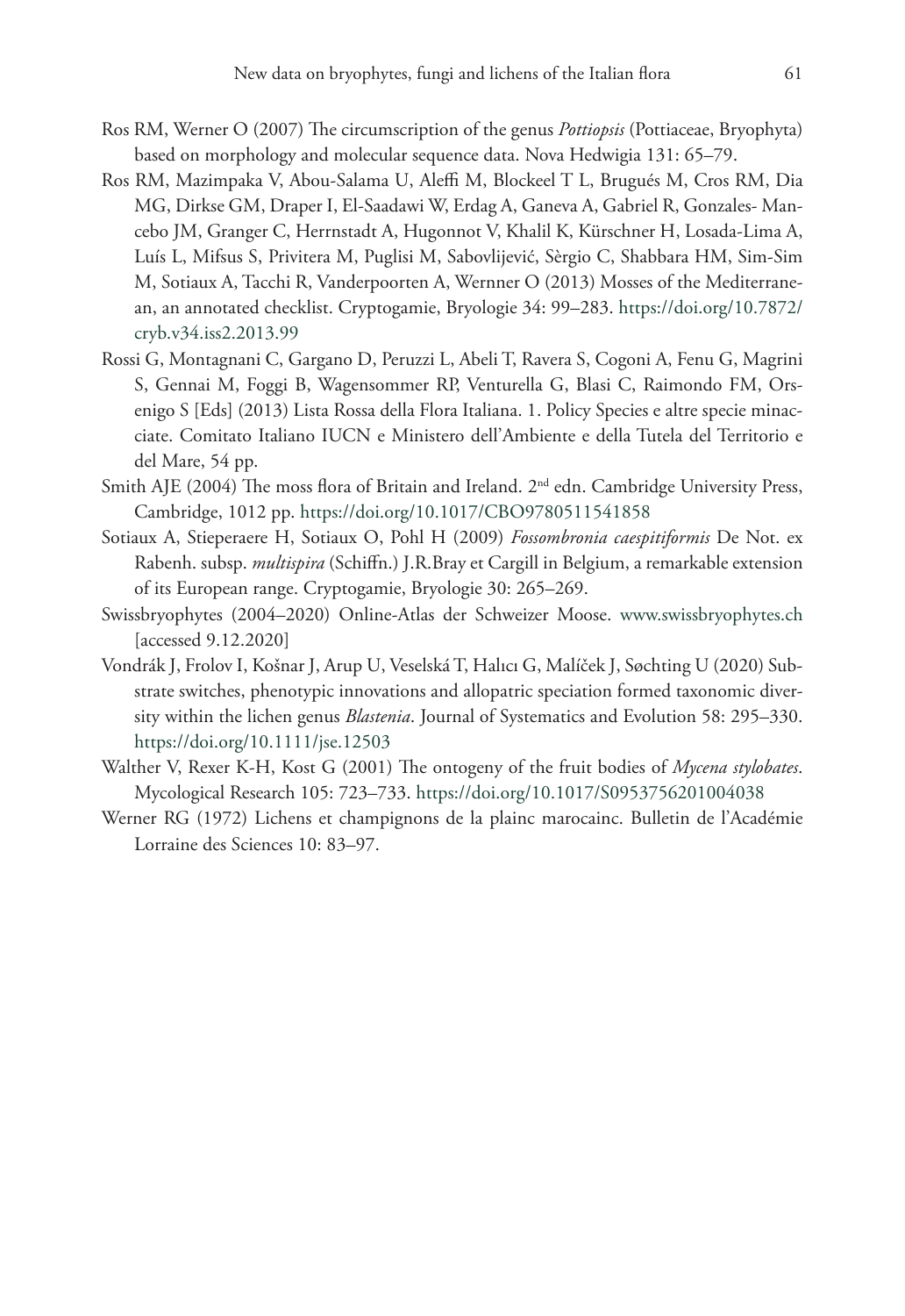Ros RM, Werner O (2007) The circumscription of the genus *Pottiopsis* (Pottiaceae, Bryophyta) based on morphology and molecular sequence data. Nova Hedwigia 131: 65–79.

Ros RM, Mazimpaka V, Abou-Salama U, Aleffi M, Blockeel T L, Brugués M, Cros RM, Dia MG, Dirkse GM, Draper I, El-Saadawi W, Erdag A, Ganeva A, Gabriel R, Gonzales- Mancebo JM, Granger C, Herrnstadt A, Hugonnot V, Khalil K, Kürschner H, Losada-Lima A, Luís L, Mifsus S, Privitera M, Puglisi M, Sabovlijević, Sèrgio C, Shabbara HM, Sim-Sim M, Sotiaux A, Tacchi R, Vanderpoorten A, Wernner O (2013) Mosses of the Mediterranean, an annotated checklist. Cryptogamie, Bryologie 34: 99–283. https://doi.org/10.7872/cryb.v34.iss2.2013.99

Rossi G, Montagnani C, Gargano D, Peruzzi L, Abeli T, Ravera S, Cogoni A, Fenu G, Magrini S, Gennai M, Foggi B, Wagensommer RP, Venturella G, Blasi C, Raimondo FM, Orsenigo S [Eds] (2013) Lista Rossa della Flora Italiana. 1. Policy Species e altre specie minacciate. Comitato Italiano IUCN e Ministero dell'Ambiente e della Tutela del Territorio e del Mare, 54 pp.

Smith AJE (2004) The moss flora of Britain and Ireland. 2nd edn. Cambridge University Press, Cambridge, 1012 pp. https://doi.org/10.1017/CBO9780511541858

Sotiaux A, Stieperaere H, Sotiaux O, Pohl H (2009) *Fossombronia caespitiformis* De Not. ex Rabenh. subsp. *multispira* (Schiffn.) J.R.Bray et Cargill in Belgium, a remarkable extension of its European range. Cryptogamie, Bryologie 30: 265–269.

Swissbryophytes (2004–2020) Online-Atlas der Schweizer Moose. www.swissbryophytes.ch [accessed 9.12.2020]

Vondrák J, Frolov I, Košnar J, Arup U, Veselská T, Halıcı G, Malíček J, Søchting U (2020) Substrate switches, phenotypic innovations and allopatric speciation formed taxonomic diversity within the lichen genus *Blastenia*. Journal of Systematics and Evolution 58: 295–330. https://doi.org/10.1111/jse.12503

Walther V, Rexer K-H, Kost G (2001) The ontogeny of the fruit bodies of *Mycena stylobates*. Mycological Research 105: 723–733. https://doi.org/10.1017/S0953756201004038

Werner RG (1972) Lichens et champignons de la plainc marocainc. Bulletin de l'Académie Lorraine des Sciences 10: 83–97.